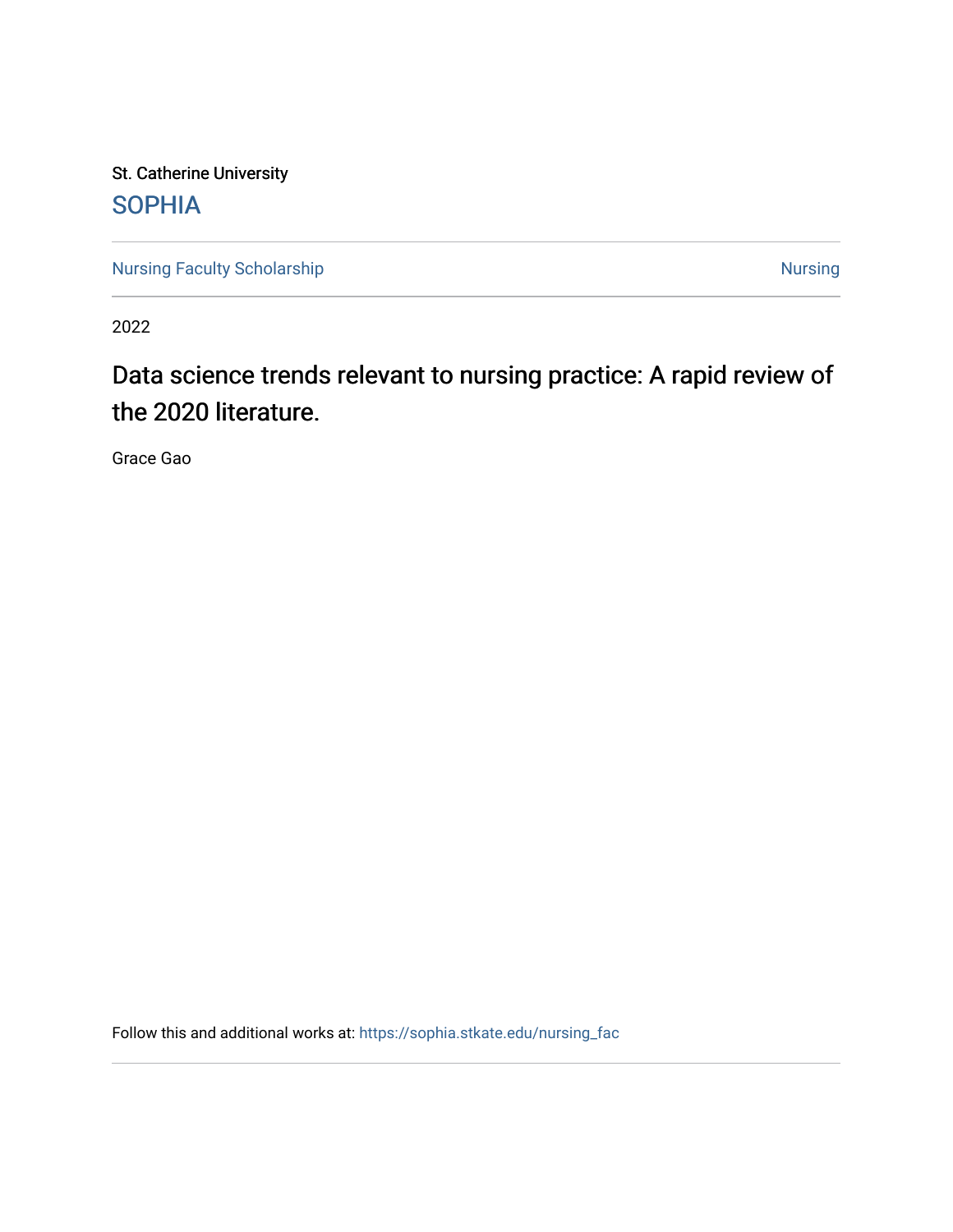St. Catherine University

SOPHIA

Nursing Faculty Scholarship

Nursing

2022

# Data science trends relevant to nursing practice: A rapid review of the 2020 literature.

Grace Gao

Follow this and additional works at: https://sophia.stkate.edu/nursing_fac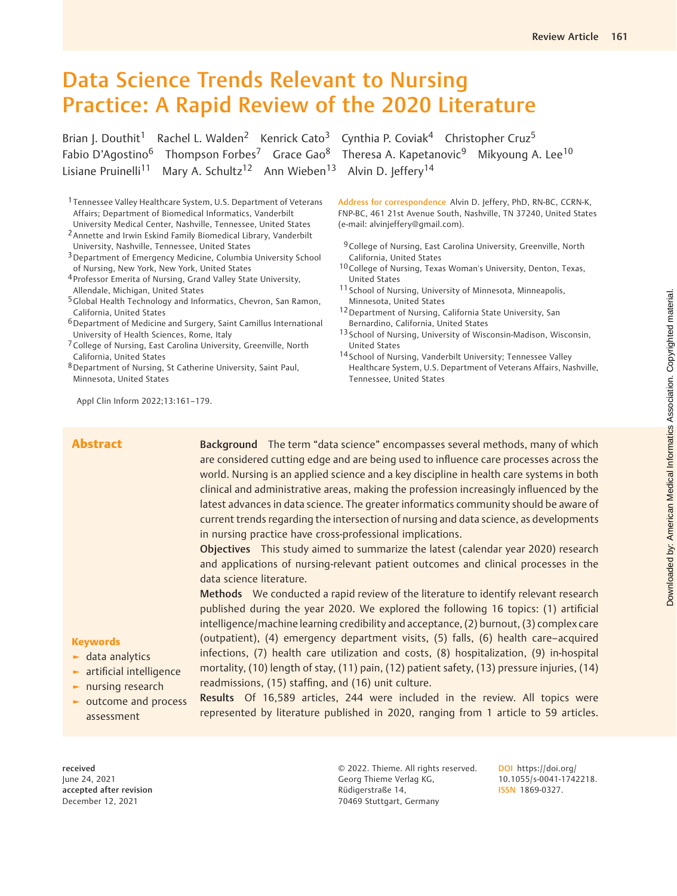# Data Science Trends Relevant to Nursing Practice: A Rapid Review of the 2020 Literature

Brian J. Douthit[1] Rachel L. Walden[2] Kenrick Cato[3] Cynthia P. Coviak[4] Christopher Cruz[5] Fabio D'Agostino[6] Thompson Forbes[7] Grace Gao[8] Theresa A. Kapetanovic[9] Mikyoung A. Lee[10] Lisiane Pruinelli[11] Mary A. Schultz[12] Ann Wieben[13] Alvin D. Jeffery[14]

[1] Tennessee Valley Healthcare System, U.S. Department of Veterans Affairs; Department of Biomedical Informatics, Vanderbilt University Medical Center, Nashville, Tennessee, United States
[2] Annette and Irwin Eskind Family Biomedical Library, Vanderbilt University, Nashville, Tennessee, United States
[3] Department of Emergency Medicine, Columbia University School of Nursing, New York, New York, United States
[4] Professor Emerita of Nursing, Grand Valley State University, Allendale, Michigan, United States
[5] Global Health Technology and Informatics, Chevron, San Ramon, California, United States
[6] Department of Medicine and Surgery, Saint Camillus International University of Health Sciences, Rome, Italy
[7] College of Nursing, East Carolina University, Greenville, North California, United States
[8] Department of Nursing, St Catherine University, Saint Paul, Minnesota, United States
[9] College of Nursing, East Carolina University, Greenville, North California, United States
[10] College of Nursing, Texas Woman's University, Denton, Texas, United States
[11] School of Nursing, University of Minnesota, Minneapolis, Minnesota, United States
[12] Department of Nursing, California State University, San Bernardino, California, United States
[13] School of Nursing, University of Wisconsin-Madison, Wisconsin, United States
[14] School of Nursing, Vanderbilt University; Tennessee Valley Healthcare System, U.S. Department of Veterans Affairs, Nashville, Tennessee, United States

**Address for correspondence** Alvin D. Jeffery, PhD, RN-BC, CCRN-K, FNP-BC, 461 21st Avenue South, Nashville, TN 37240, United States (e-mail: alvinjeffery@gmail.com).

Appl Clin Inform 2022;13:161–179.

## Abstract

**Background** The term "data science" encompasses several methods, many of which are considered cutting edge and are being used to influence care processes across the world. Nursing is an applied science and a key discipline in health care systems in both clinical and administrative areas, making the profession increasingly influenced by the latest advances in data science. The greater informatics community should be aware of current trends regarding the intersection of nursing and data science, as developments in nursing practice have cross-professional implications.

**Objectives** This study aimed to summarize the latest (calendar year 2020) research and applications of nursing-relevant patient outcomes and clinical processes in the data science literature.

**Methods** We conducted a rapid review of the literature to identify relevant research published during the year 2020. We explored the following 16 topics: (1) artificial intelligence/machine learning credibility and acceptance, (2) burnout, (3) complex care (outpatient), (4) emergency department visits, (5) falls, (6) health care–acquired infections, (7) health care utilization and costs, (8) hospitalization, (9) in-hospital mortality, (10) length of stay, (11) pain, (12) patient safety, (13) pressure injuries, (14) readmissions, (15) staffing, and (16) unit culture.

**Results** Of 16,589 articles, 244 were included in the review. All topics were represented by literature published in 2020, ranging from 1 article to 59 articles.

**Keywords**

- data analytics
- artificial intelligence
- nursing research
- outcome and process assessment

received June 24, 2021
accepted after revision December 12, 2021

© 2022. Thieme. All rights reserved.
Georg Thieme Verlag KG, Rüdigerstraße 14, 70469 Stuttgart, Germany

DOI https://doi.org/10.1055/s-0041-1742218.
ISSN 1869-0327.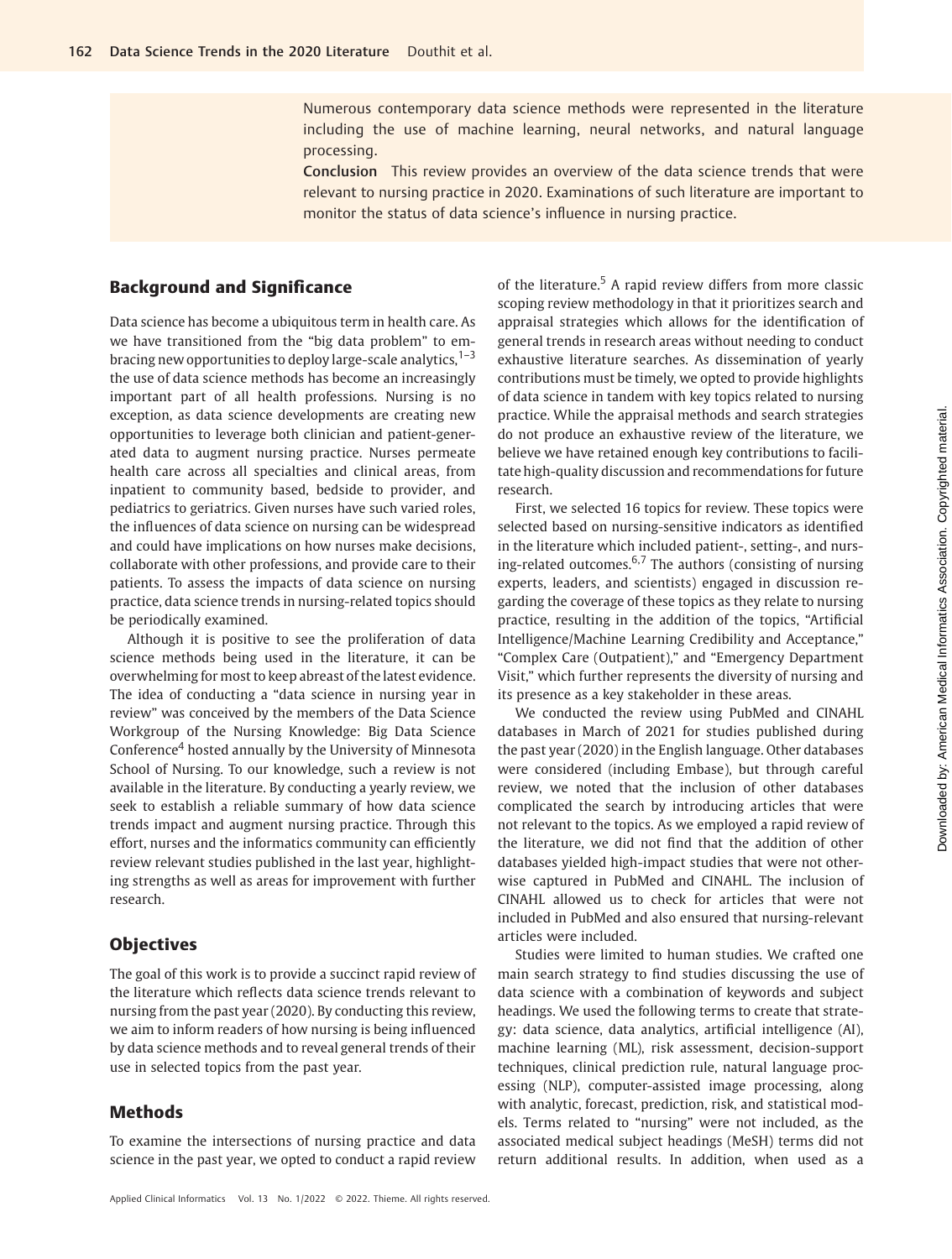Numerous contemporary data science methods were represented in the literature including the use of machine learning, neural networks, and natural language processing.

**Conclusion** This review provides an overview of the data science trends that were relevant to nursing practice in 2020. Examinations of such literature are important to monitor the status of data science's influence in nursing practice.

## Background and Significance

Data science has become a ubiquitous term in health care. As we have transitioned from the "big data problem" to embracing new opportunities to deploy large-scale analytics,[1–3] the use of data science methods has become an increasingly important part of all health professions. Nursing is no exception, as data science developments are creating new opportunities to leverage both clinician and patient-generated data to augment nursing practice. Nurses permeate health care across all specialties and clinical areas, from inpatient to community based, bedside to provider, and pediatrics to geriatrics. Given nurses have such varied roles, the influences of data science on nursing can be widespread and could have implications on how nurses make decisions, collaborate with other professions, and provide care to their patients. To assess the impacts of data science on nursing practice, data science trends in nursing-related topics should be periodically examined.

Although it is positive to see the proliferation of data science methods being used in the literature, it can be overwhelming for most to keep abreast of the latest evidence. The idea of conducting a "data science in nursing year in review" was conceived by the members of the Data Science Workgroup of the Nursing Knowledge: Big Data Science Conference[4] hosted annually by the University of Minnesota School of Nursing. To our knowledge, such a review is not available in the literature. By conducting a yearly review, we seek to establish a reliable summary of how data science trends impact and augment nursing practice. Through this effort, nurses and the informatics community can efficiently review relevant studies published in the last year, highlighting strengths as well as areas for improvement with further research.

## Objectives

The goal of this work is to provide a succinct rapid review of the literature which reflects data science trends relevant to nursing from the past year (2020). By conducting this review, we aim to inform readers of how nursing is being influenced by data science methods and to reveal general trends of their use in selected topics from the past year.

## Methods

To examine the intersections of nursing practice and data science in the past year, we opted to conduct a rapid review of the literature.[5] A rapid review differs from more classic scoping review methodology in that it prioritizes search and appraisal strategies which allows for the identification of general trends in research areas without needing to conduct exhaustive literature searches. As dissemination of yearly contributions must be timely, we opted to provide highlights of data science in tandem with key topics related to nursing practice. While the appraisal methods and search strategies do not produce an exhaustive review of the literature, we believe we have retained enough key contributions to facilitate high-quality discussion and recommendations for future research.

First, we selected 16 topics for review. These topics were selected based on nursing-sensitive indicators as identified in the literature which included patient-, setting-, and nursing-related outcomes.[6,7] The authors (consisting of nursing experts, leaders, and scientists) engaged in discussion regarding the coverage of these topics as they relate to nursing practice, resulting in the addition of the topics, "Artificial Intelligence/Machine Learning Credibility and Acceptance," "Complex Care (Outpatient)," and "Emergency Department Visit," which further represents the diversity of nursing and its presence as a key stakeholder in these areas.

We conducted the review using PubMed and CINAHL databases in March of 2021 for studies published during the past year (2020) in the English language. Other databases were considered (including Embase), but through careful review, we noted that the inclusion of other databases complicated the search by introducing articles that were not relevant to the topics. As we employed a rapid review of the literature, we did not find that the addition of other databases yielded high-impact studies that were not otherwise captured in PubMed and CINAHL. The inclusion of CINAHL allowed us to check for articles that were not included in PubMed and also ensured that nursing-relevant articles were included.

Studies were limited to human studies. We crafted one main search strategy to find studies discussing the use of data science with a combination of keywords and subject headings. We used the following terms to create that strategy: data science, data analytics, artificial intelligence (AI), machine learning (ML), risk assessment, decision-support techniques, clinical prediction rule, natural language processing (NLP), computer-assisted image processing, along with analytic, forecast, prediction, risk, and statistical models. Terms related to "nursing" were not included, as the associated medical subject headings (MeSH) terms did not return additional results. In addition, when used as a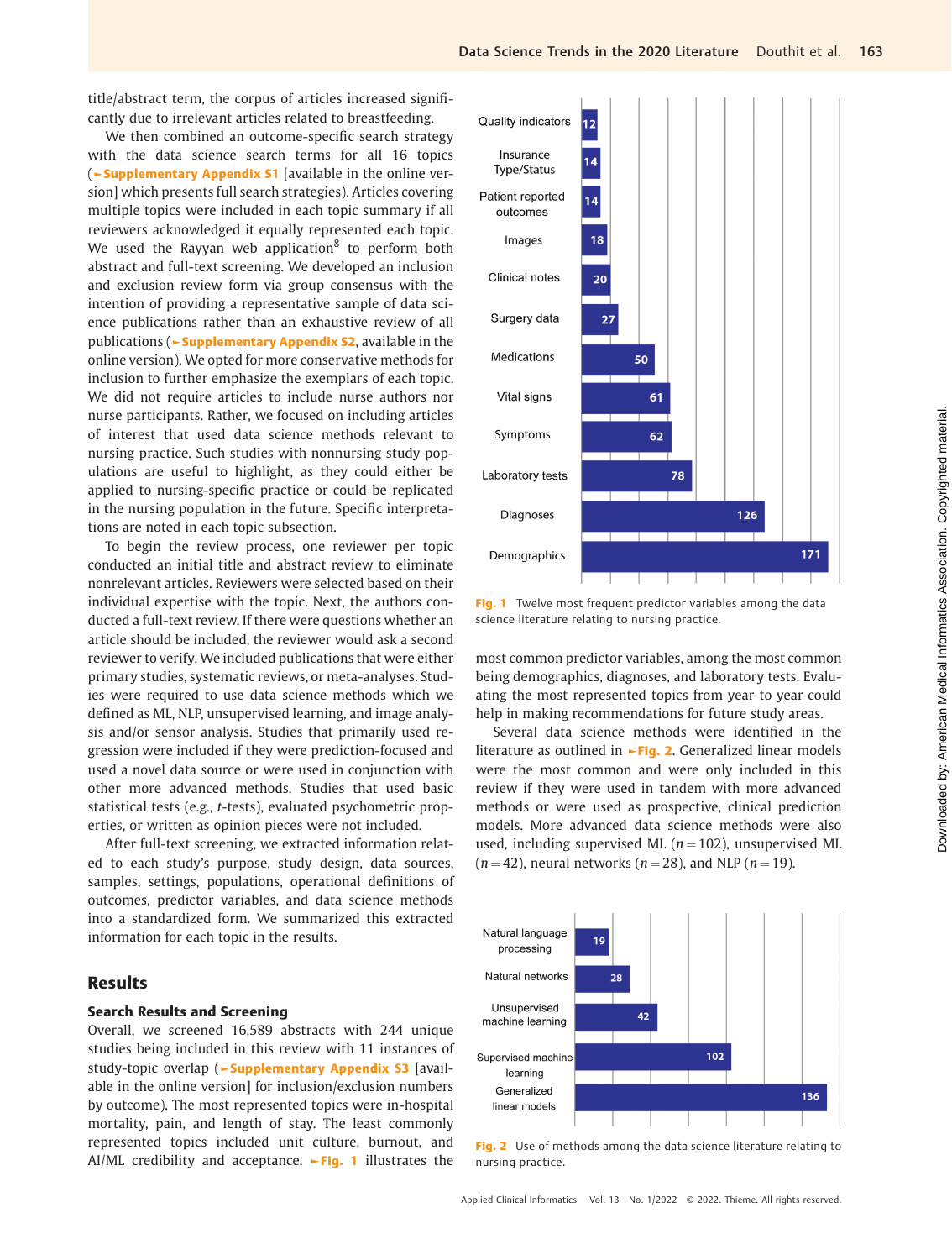title/abstract term, the corpus of articles increased significantly due to irrelevant articles related to breastfeeding.

We then combined an outcome-specific search strategy with the data science search terms for all 16 topics (►Supplementary Appendix S1 [available in the online version] which presents full search strategies). Articles covering multiple topics were included in each topic summary if all reviewers acknowledged it equally represented each topic. We used the Rayyan web application[8] to perform both abstract and full-text screening. We developed an inclusion and exclusion review form via group consensus with the intention of providing a representative sample of data science publications rather than an exhaustive review of all publications (►Supplementary Appendix S2, available in the online version). We opted for more conservative methods for inclusion to further emphasize the exemplars of each topic. We did not require articles to include nurse authors nor nurse participants. Rather, we focused on including articles of interest that used data science methods relevant to nursing practice. Such studies with nonnursing study populations are useful to highlight, as they could either be applied to nursing-specific practice or could be replicated in the nursing population in the future. Specific interpretations are noted in each topic subsection.

To begin the review process, one reviewer per topic conducted an initial title and abstract review to eliminate nonrelevant articles. Reviewers were selected based on their individual expertise with the topic. Next, the authors conducted a full-text review. If there were questions whether an article should be included, the reviewer would ask a second reviewer to verify. We included publications that were either primary studies, systematic reviews, or meta-analyses. Studies were required to use data science methods which we defined as ML, NLP, unsupervised learning, and image analysis and/or sensor analysis. Studies that primarily used regression were included if they were prediction-focused and used a novel data source or were used in conjunction with other more advanced methods. Studies that used basic statistical tests (e.g., *t*-tests), evaluated psychometric properties, or written as opinion pieces were not included.

After full-text screening, we extracted information related to each study's purpose, study design, data sources, samples, settings, populations, operational definitions of outcomes, predictor variables, and data science methods into a standardized form. We summarized this extracted information for each topic in the results.

## Results

### Search Results and Screening

Overall, we screened 16,589 abstracts with 244 unique studies being included in this review with 11 instances of study-topic overlap (►Supplementary Appendix S3 [available in the online version] for inclusion/exclusion numbers by outcome). The most represented topics were in-hospital mortality, pain, and length of stay. The least commonly represented topics included unit culture, burnout, and AI/ML credibility and acceptance. ►Fig. 1 illustrates the most common predictor variables, among the most common being demographics, diagnoses, and laboratory tests. Evaluating the most represented topics from year to year could help in making recommendations for future study areas.

| Predictor variable | Count |
|---|---|
| Quality indicators | 12 |
| Insurance Type/Status | 14 |
| Patient reported outcomes | 14 |
| Images | 18 |
| Clinical notes | 20 |
| Surgery data | 27 |
| Medications | 50 |
| Vital signs | 61 |
| Symptoms | 62 |
| Laboratory tests | 78 |
| Diagnoses | 126 |
| Demographics | 171 |

**Fig. 1** Twelve most frequent predictor variables among the data science literature relating to nursing practice.

Several data science methods were identified in the literature as outlined in ►Fig. 2. Generalized linear models were the most common and were only included in this review if they were used in tandem with more advanced methods or were used as prospective, clinical prediction models. More advanced data science methods were also used, including supervised ML ($n = 102$), unsupervised ML ($n = 42$), neural networks ($n = 28$), and NLP ($n = 19$).

| Method | Count |
|---|---|
| Natural language processing | 19 |
| Natural networks | 28 |
| Unsupervised machine learning | 42 |
| Supervised machine learning | 102 |
| Generalized linear models | 136 |

**Fig. 2** Use of methods among the data science literature relating to nursing practice.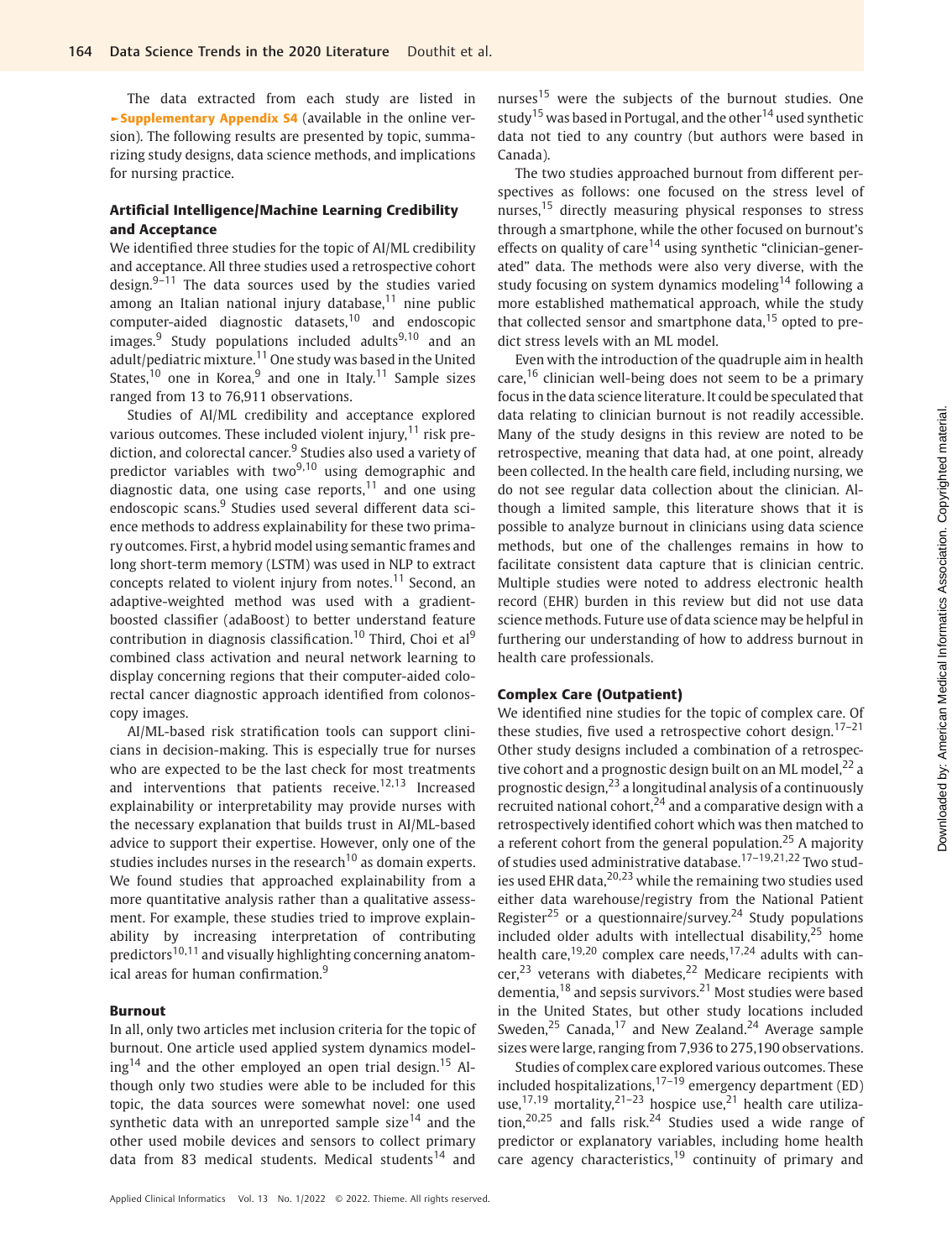The data extracted from each study are listed in ►Supplementary Appendix S4 (available in the online version). The following results are presented by topic, summarizing study designs, data science methods, and implications for nursing practice.

### Artificial Intelligence/Machine Learning Credibility and Acceptance

We identified three studies for the topic of AI/ML credibility and acceptance. All three studies used a retrospective cohort design.[9–11] The data sources used by the studies varied among an Italian national injury database,[11] nine public computer-aided diagnostic datasets,[10] and endoscopic images.[9] Study populations included adults[9,10] and an adult/pediatric mixture.[11] One study was based in the United States,[10] one in Korea,[9] and one in Italy.[11] Sample sizes ranged from 13 to 76,911 observations.

Studies of AI/ML credibility and acceptance explored various outcomes. These included violent injury,[11] risk prediction, and colorectal cancer.[9] Studies also used a variety of predictor variables with two[9,10] using demographic and diagnostic data, one using case reports,[11] and one using endoscopic scans.[9] Studies used several different data science methods to address explainability for these two primary outcomes. First, a hybrid model using semantic frames and long short-term memory (LSTM) was used in NLP to extract concepts related to violent injury from notes.[11] Second, an adaptive-weighted method was used with a gradient-boosted classifier (adaBoost) to better understand feature contribution in diagnosis classification.[10] Third, Choi et al[9] combined class activation and neural network learning to display concerning regions that their computer-aided colorectal cancer diagnostic approach identified from colonoscopy images.

AI/ML-based risk stratification tools can support clinicians in decision-making. This is especially true for nurses who are expected to be the last check for most treatments and interventions that patients receive.[12,13] Increased explainability or interpretability may provide nurses with the necessary explanation that builds trust in AI/ML-based advice to support their expertise. However, only one of the studies includes nurses in the research[10] as domain experts. We found studies that approached explainability from a more quantitative analysis rather than a qualitative assessment. For example, these studies tried to improve explainability by increasing interpretation of contributing predictors[10,11] and visually highlighting concerning anatomical areas for human confirmation.[9]

### Burnout

In all, only two articles met inclusion criteria for the topic of burnout. One article used applied system dynamics modeling[14] and the other employed an open trial design.[15] Although only two studies were able to be included for this topic, the data sources were somewhat novel: one used synthetic data with an unreported sample size[14] and the other used mobile devices and sensors to collect primary data from 83 medical students. Medical students[14] and nurses[15] were the subjects of the burnout studies. One study[15] was based in Portugal, and the other[14] used synthetic data not tied to any country (but authors were based in Canada).

The two studies approached burnout from different perspectives as follows: one focused on the stress level of nurses,[15] directly measuring physical responses to stress through a smartphone, while the other focused on burnout's effects on quality of care[14] using synthetic "clinician-generated" data. The methods were also very diverse, with the study focusing on system dynamics modeling[14] following a more established mathematical approach, while the study that collected sensor and smartphone data,[15] opted to predict stress levels with an ML model.

Even with the introduction of the quadruple aim in health care,[16] clinician well-being does not seem to be a primary focus in the data science literature. It could be speculated that data relating to clinician burnout is not readily accessible. Many of the study designs in this review are noted to be retrospective, meaning that data had, at one point, already been collected. In the health care field, including nursing, we do not see regular data collection about the clinician. Although a limited sample, this literature shows that it is possible to analyze burnout in clinicians using data science methods, but one of the challenges remains in how to facilitate consistent data capture that is clinician centric. Multiple studies were noted to address electronic health record (EHR) burden in this review but did not use data science methods. Future use of data science may be helpful in furthering our understanding of how to address burnout in health care professionals.

### Complex Care (Outpatient)

We identified nine studies for the topic of complex care. Of these studies, five used a retrospective cohort design.[17–21] Other study designs included a combination of a retrospective cohort and a prognostic design built on an ML model,[22] a prognostic design,[23] a longitudinal analysis of a continuously recruited national cohort,[24] and a comparative design with a retrospectively identified cohort which was then matched to a referent cohort from the general population.[25] A majority of studies used administrative database.[17–19,21,22] Two studies used EHR data,[20,23] while the remaining two studies used either data warehouse/registry from the National Patient Register[25] or a questionnaire/survey.[24] Study populations included older adults with intellectual disability,[25] home health care,[19,20] complex care needs,[17,24] adults with cancer,[23] veterans with diabetes,[22] Medicare recipients with dementia,[18] and sepsis survivors.[21] Most studies were based in the United States, but other study locations included Sweden,[25] Canada,[17] and New Zealand.[24] Average sample sizes were large, ranging from 7,936 to 275,190 observations.

Studies of complex care explored various outcomes. These included hospitalizations,[17–19] emergency department (ED) use,[17,19] mortality,[21–23] hospice use,[21] health care utilization,[20,25] and falls risk.[24] Studies used a wide range of predictor or explanatory variables, including home health care agency characteristics,[19] continuity of primary and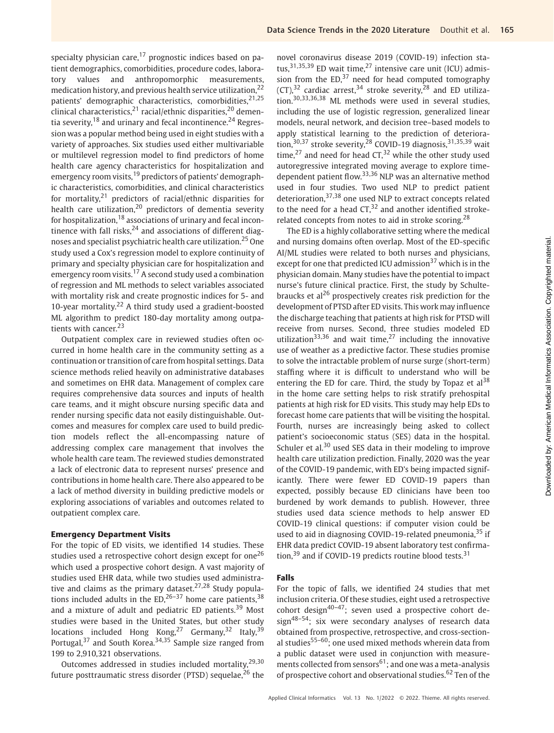specialty physician care,[17] prognostic indices based on patient demographics, comorbidities, procedure codes, laboratory values and anthropomorphic measurements, medication history, and previous health service utilization,[22] patients' demographic characteristics, comorbidities,[21,25] clinical characteristics,[21] racial/ethnic disparities,[20] dementia severity,[18] and urinary and fecal incontinence.[24] Regression was a popular method being used in eight studies with a variety of approaches. Six studies used either multivariable or multilevel regression model to find predictors of home health care agency characteristics for hospitalization and emergency room visits,[19] predictors of patients' demographic characteristics, comorbidities, and clinical characteristics for mortality,[21] predictors of racial/ethnic disparities for health care utilization,[20] predictors of dementia severity for hospitalization,[18] associations of urinary and fecal incontinence with fall risks,[24] and associations of different diagnoses and specialist psychiatric health care utilization.[25] One study used a Cox's regression model to explore continuity of primary and specialty physician care for hospitalization and emergency room visits.[17] A second study used a combination of regression and ML methods to select variables associated with mortality risk and create prognostic indices for 5- and 10-year mortality.[22] A third study used a gradient-boosted ML algorithm to predict 180-day mortality among outpatients with cancer.[23]

Outpatient complex care in reviewed studies often occurred in home health care in the community setting as a continuation or transition of care from hospital settings. Data science methods relied heavily on administrative databases and sometimes on EHR data. Management of complex care requires comprehensive data sources and inputs of health care teams, and it might obscure nursing specific data and render nursing specific data not easily distinguishable. Outcomes and measures for complex care used to build prediction models reflect the all-encompassing nature of addressing complex care management that involves the whole health care team. The reviewed studies demonstrated a lack of electronic data to represent nurses' presence and contributions in home health care. There also appeared to be a lack of method diversity in building predictive models or exploring associations of variables and outcomes related to outpatient complex care.

#### Emergency Department Visits

For the topic of ED visits, we identified 14 studies. These studies used a retrospective cohort design except for one[26] which used a prospective cohort design. A vast majority of studies used EHR data, while two studies used administrative and claims as the primary dataset.[27,28] Study populations included adults in the ED,[26–37] home care patients,[38] and a mixture of adult and pediatric ED patients.[39] Most studies were based in the United States, but other study locations included Hong Kong,[27] Germany,[32] Italy,[39] Portugal,[37] and South Korea.[34,35] Sample size ranged from 199 to 2,910,321 observations.

Outcomes addressed in studies included mortality,[29,30] future posttraumatic stress disorder (PTSD) sequelae,[26] the novel coronavirus disease 2019 (COVID-19) infection status,[31,35,39] ED wait time,[27] intensive care unit (ICU) admission from the ED,[37] need for head computed tomography (CT),[32] cardiac arrest,[34] stroke severity,[28] and ED utilization.[30,33,36,38] ML methods were used in several studies, including the use of logistic regression, generalized linear models, neural network, and decision tree–based models to apply statistical learning to the prediction of deterioration,[30,37] stroke severity,[28] COVID-19 diagnosis,[31,35,39] wait time,[27] and need for head CT,[32] while the other study used autoregressive integrated moving average to explore time-dependent patient flow.[33,36] NLP was an alternative method used in four studies. Two used NLP to predict patient deterioration,[37,38] one used NLP to extract concepts related to the need for a head CT,[32] and another identified stroke-related concepts from notes to aid in stroke scoring.[28]

The ED is a highly collaborative setting where the medical and nursing domains often overlap. Most of the ED-specific AI/ML studies were related to both nurses and physicians, except for one that predicted ICU admission[37] which is in the physician domain. Many studies have the potential to impact nurse's future clinical practice. First, the study by Schultebraucks et al[26] prospectively creates risk prediction for the development of PTSD after ED visits. This work may influence the discharge teaching that patients at high risk for PTSD will receive from nurses. Second, three studies modeled ED utilization[33,36] and wait time,[27] including the innovative use of weather as a predictive factor. These studies promise to solve the intractable problem of nurse surge (short-term) staffing where it is difficult to understand who will be entering the ED for care. Third, the study by Topaz et al[38] in the home care setting helps to risk stratify prehospital patients at high risk for ED visits. This study may help EDs to forecast home care patients that will be visiting the hospital. Fourth, nurses are increasingly being asked to collect patient's socioeconomic status (SES) data in the hospital. Schuler et al.[30] used SES data in their modeling to improve health care utilization prediction. Finally, 2020 was the year of the COVID-19 pandemic, with ED's being impacted significantly. There were fewer ED COVID-19 papers than expected, possibly because ED clinicians have been too burdened by work demands to publish. However, three studies used data science methods to help answer ED COVID-19 clinical questions: if computer vision could be used to aid in diagnosing COVID-19-related pneumonia,[35] if EHR data predict COVID-19 absent laboratory test confirmation,[39] and if COVID-19 predicts routine blood tests.[31]

#### Falls

For the topic of falls, we identified 24 studies that met inclusion criteria. Of these studies, eight used a retrospective cohort design[40–47]; seven used a prospective cohort design[48–54]; six were secondary analyses of research data obtained from prospective, retrospective, and cross-sectional studies[55–60]; one used mixed methods wherein data from a public dataset were used in conjunction with measurements collected from sensors[61]; and one was a meta-analysis of prospective cohort and observational studies.[62] Ten of the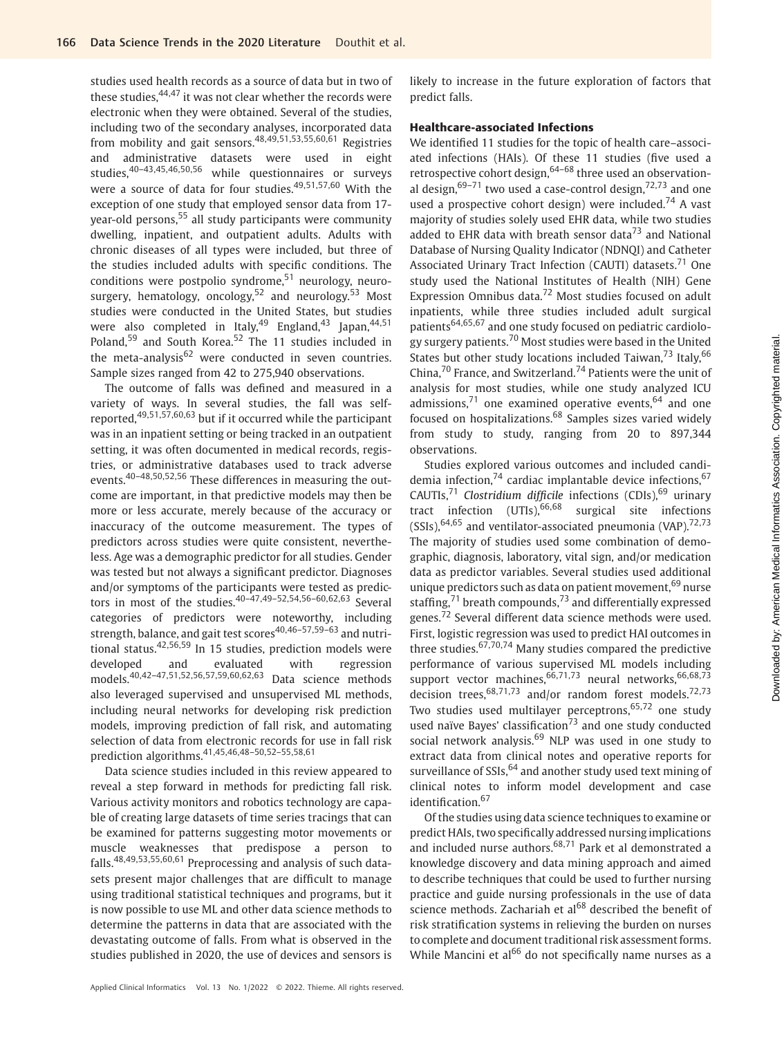studies used health records as a source of data but in two of these studies,[44,47] it was not clear whether the records were electronic when they were obtained. Several of the studies, including two of the secondary analyses, incorporated data from mobility and gait sensors.[48,49,51,53,55,60,61] Registries and administrative datasets were used in eight studies,[40–43,45,46,50,56] while questionnaires or surveys were a source of data for four studies.[49,51,57,60] With the exception of one study that employed sensor data from 17-year-old persons,[55] all study participants were community dwelling, inpatient, and outpatient adults. Adults with chronic diseases of all types were included, but three of the studies included adults with specific conditions. The conditions were postpolio syndrome,[51] neurology, neurosurgery, hematology, oncology,[52] and neurology.[53] Most studies were conducted in the United States, but studies were also completed in Italy,[49] England,[43] Japan,[44,51] Poland,[59] and South Korea.[52] The 11 studies included in the meta-analysis[62] were conducted in seven countries. Sample sizes ranged from 42 to 275,940 observations.

The outcome of falls was defined and measured in a variety of ways. In several studies, the fall was self-reported,[49,51,57,60,63] but if it occurred while the participant was in an inpatient setting or being tracked in an outpatient setting, it was often documented in medical records, registries, or administrative databases used to track adverse events.[40–48,50,52,56] These differences in measuring the outcome are important, in that predictive models may then be more or less accurate, merely because of the accuracy or inaccuracy of the outcome measurement. The types of predictors across studies were quite consistent, nevertheless. Age was a demographic predictor for all studies. Gender was tested but not always a significant predictor. Diagnoses and/or symptoms of the participants were tested as predictors in most of the studies.[40–47,49–52,54,56–60,62,63] Several categories of predictors were noteworthy, including strength, balance, and gait test scores[40,46–57,59–63] and nutritional status.[42,56,59] In 15 studies, prediction models were developed and evaluated with regression models.[40,42–47,51,52,56,57,59,60,62,63] Data science methods also leveraged supervised and unsupervised ML methods, including neural networks for developing risk prediction models, improving prediction of fall risk, and automating selection of data from electronic records for use in fall risk prediction algorithms.[41,45,46,48–50,52–55,58,61]

Data science studies included in this review appeared to reveal a step forward in methods for predicting fall risk. Various activity monitors and robotics technology are capable of creating large datasets of time series tracings that can be examined for patterns suggesting motor movements or muscle weaknesses that predispose a person to falls.[48,49,53,55,60,61] Preprocessing and analysis of such datasets present major challenges that are difficult to manage using traditional statistical techniques and programs, but it is now possible to use ML and other data science methods to determine the patterns in data that are associated with the devastating outcome of falls. From what is observed in the studies published in 2020, the use of devices and sensors is likely to increase in the future exploration of factors that predict falls.

### Healthcare-associated Infections

We identified 11 studies for the topic of health care–associated infections (HAIs). Of these 11 studies (five used a retrospective cohort design,[64–68] three used an observational design,[69–71] two used a case-control design,[72,73] and one used a prospective cohort design) were included.[74] A vast majority of studies solely used EHR data, while two studies added to EHR data with breath sensor data[73] and National Database of Nursing Quality Indicator (NDNQI) and Catheter Associated Urinary Tract Infection (CAUTI) datasets.[71] One study used the National Institutes of Health (NIH) Gene Expression Omnibus data.[72] Most studies focused on adult inpatients, while three studies included adult surgical patients[64,65,67] and one study focused on pediatric cardiology surgery patients.[70] Most studies were based in the United States but other study locations included Taiwan,[73] Italy,[66] China,[70] France, and Switzerland.[74] Patients were the unit of analysis for most studies, while one study analyzed ICU admissions,[71] one examined operative events,[64] and one focused on hospitalizations.[68] Samples sizes varied widely from study to study, ranging from 20 to 897,344 observations.

Studies explored various outcomes and included candidemia infection,[74] cardiac implantable device infections,[67] CAUTIs,[71] *Clostridium difficile* infections (CDIs),[69] urinary tract infection (UTIs),[66,68] surgical site infections (SSIs),[64,65] and ventilator-associated pneumonia (VAP).[72,73] The majority of studies used some combination of demographic, diagnosis, laboratory, vital sign, and/or medication data as predictor variables. Several studies used additional unique predictors such as data on patient movement,[69] nurse staffing,[71] breath compounds,[73] and differentially expressed genes.[72] Several different data science methods were used. First, logistic regression was used to predict HAI outcomes in three studies.[67,70,74] Many studies compared the predictive performance of various supervised ML models including support vector machines,[66,71,73] neural networks,[66,68,73] decision trees,[68,71,73] and/or random forest models.[72,73] Two studies used multilayer perceptrons,[65,72] one study used naïve Bayes' classification[73] and one study conducted social network analysis.[69] NLP was used in one study to extract data from clinical notes and operative reports for surveillance of SSIs,[64] and another study used text mining of clinical notes to inform model development and case identification.[67]

Of the studies using data science techniques to examine or predict HAIs, two specifically addressed nursing implications and included nurse authors.[68,71] Park et al demonstrated a knowledge discovery and data mining approach and aimed to describe techniques that could be used to further nursing practice and guide nursing professionals in the use of data science methods. Zachariah et al[68] described the benefit of risk stratification systems in relieving the burden on nurses to complete and document traditional risk assessment forms. While Mancini et al[66] do not specifically name nurses as a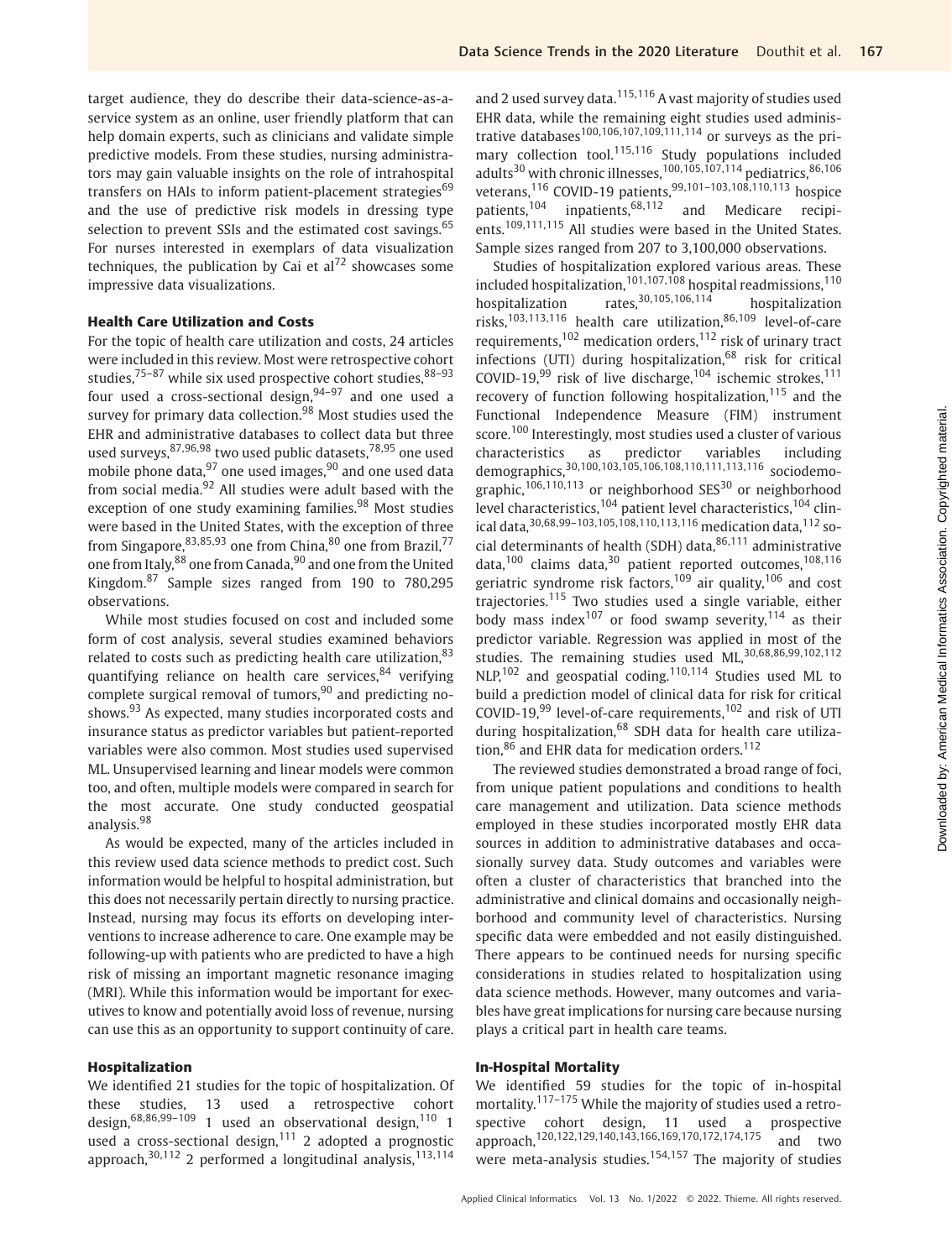target audience, they do describe their data-science-as-a-service system as an online, user friendly platform that can help domain experts, such as clinicians and validate simple predictive models. From these studies, nursing administrators may gain valuable insights on the role of intrahospital transfers on HAIs to inform patient-placement strategies[69] and the use of predictive risk models in dressing type selection to prevent SSIs and the estimated cost savings.[65] For nurses interested in exemplars of data visualization techniques, the publication by Cai et al[72] showcases some impressive data visualizations.

### Health Care Utilization and Costs

For the topic of health care utilization and costs, 24 articles were included in this review. Most were retrospective cohort studies,[75–87] while six used prospective cohort studies,[88–93] four used a cross-sectional design,[94–97] and one used a survey for primary data collection.[98] Most studies used the EHR and administrative databases to collect data but three used surveys,[87,96,98] two used public datasets,[78,95] one used mobile phone data,[97] one used images,[90] and one used data from social media.[92] All studies were adult based with the exception of one study examining families.[98] Most studies were based in the United States, with the exception of three from Singapore,[83,85,93] one from China,[80] one from Brazil,[77] one from Italy,[88] one from Canada,[90] and one from the United Kingdom.[87] Sample sizes ranged from 190 to 780,295 observations.

While most studies focused on cost and included some form of cost analysis, several studies examined behaviors related to costs such as predicting health care utilization,[83] quantifying reliance on health care services,[84] verifying complete surgical removal of tumors,[90] and predicting no-shows.[93] As expected, many studies incorporated costs and insurance status as predictor variables but patient-reported variables were also common. Most studies used supervised ML. Unsupervised learning and linear models were common too, and often, multiple models were compared in search for the most accurate. One study conducted geospatial analysis.[98]

As would be expected, many of the articles included in this review used data science methods to predict cost. Such information would be helpful to hospital administration, but this does not necessarily pertain directly to nursing practice. Instead, nursing may focus its efforts on developing interventions to increase adherence to care. One example may be following-up with patients who are predicted to have a high risk of missing an important magnetic resonance imaging (MRI). While this information would be important for executives to know and potentially avoid loss of revenue, nursing can use this as an opportunity to support continuity of care.

### Hospitalization

We identified 21 studies for the topic of hospitalization. Of these studies, 13 used a retrospective cohort design,[68,86,99–109] 1 used an observational design,[110] 1 used a cross-sectional design,[111] 2 adopted a prognostic approach,[30,112] 2 performed a longitudinal analysis,[113,114] and 2 used survey data.[115,116] A vast majority of studies used EHR data, while the remaining eight studies used administrative databases[100,106,107,109,111,114] or surveys as the primary collection tool.[115,116] Study populations included adults[30] with chronic illnesses,[100,105,107,114] pediatrics,[86,106] veterans,[116] COVID-19 patients,[99,101–103,108,110,113] hospice patients,[104] inpatients,[68,112] and Medicare recipients.[109,111,115] All studies were based in the United States. Sample sizes ranged from 207 to 3,100,000 observations.

Studies of hospitalization explored various areas. These included hospitalization,[101,107,108] hospital readmissions,[110] hospitalization rates,[30,105,106,114] hospitalization risks,[103,113,116] health care utilization,[86,109] level-of-care requirements,[102] medication orders,[112] risk of urinary tract infections (UTI) during hospitalization,[68] risk for critical COVID-19,[99] risk of live discharge,[104] ischemic strokes,[111] recovery of function following hospitalization,[115] and the Functional Independence Measure (FIM) instrument score.[100] Interestingly, most studies used a cluster of various characteristics as predictor variables including demographics,[30,100,103,105,106,108,110,111,113,116] sociodemographic,[106,110,113] or neighborhood SES[30] or neighborhood level characteristics,[104] patient level characteristics,[104] clinical data,[30,68,99–103,105,108,110,113,116] medication data,[112] social determinants of health (SDH) data,[86,111] administrative data,[100] claims data,[30] patient reported outcomes,[108,116] geriatric syndrome risk factors,[109] air quality,[106] and cost trajectories.[115] Two studies used a single variable, either body mass index[107] or food swamp severity,[114] as their predictor variable. Regression was applied in most of the studies. The remaining studies used ML,[30,68,86,99,102,112] NLP,[102] and geospatial coding.[110,114] Studies used ML to build a prediction model of clinical data for risk for critical COVID-19,[99] level-of-care requirements,[102] and risk of UTI during hospitalization,[68] SDH data for health care utilization,[86] and EHR data for medication orders.[112]

The reviewed studies demonstrated a broad range of foci, from unique patient populations and conditions to health care management and utilization. Data science methods employed in these studies incorporated mostly EHR data sources in addition to administrative databases and occasionally survey data. Study outcomes and variables were often a cluster of characteristics that branched into the administrative and clinical domains and occasionally neighborhood and community level of characteristics. Nursing specific data were embedded and not easily distinguished. There appears to be continued needs for nursing specific considerations in studies related to hospitalization using data science methods. However, many outcomes and variables have great implications for nursing care because nursing plays a critical part in health care teams.

### In-Hospital Mortality

We identified 59 studies for the topic of in-hospital mortality.[117–175] While the majority of studies used a retrospective cohort design, 11 used a prospective approach,[120,122,129,140,143,166,169,170,172,174,175] and two were meta-analysis studies.[154,157] The majority of studies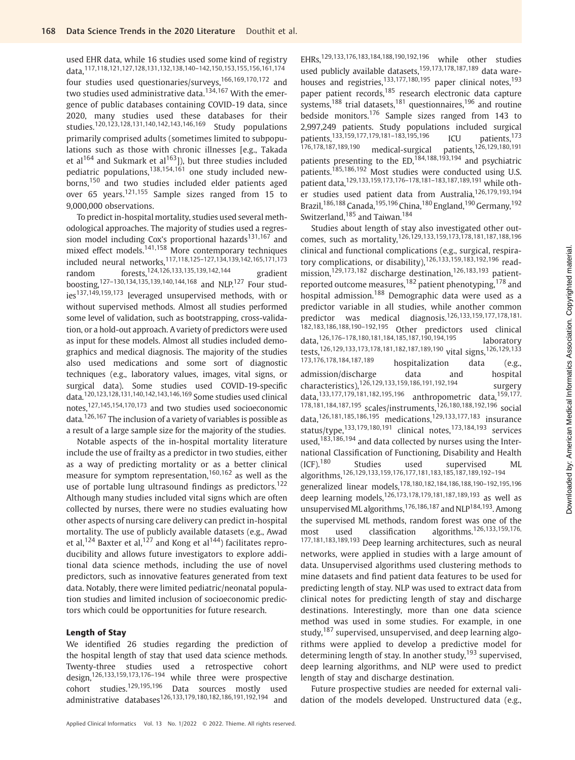used EHR data, while 16 studies used some kind of registry data,[117,118,121,127,128,131,132,138,140–142,150,153,155,156,161,174] four studies used questionaries/surveys,[166,169,170,172] and two studies used administrative data.[134,167] With the emergence of public databases containing COVID-19 data, since 2020, many studies used these databases for their studies.[120,123,128,131,140,142,143,146,169] Study populations primarily comprised adults (sometimes limited to subpopulations such as those with chronic illnesses [e.g., Takada et al[164] and Sukmark et al[163]]), but three studies included pediatric populations,[138,154,161] one study included newborns,[150] and two studies included elder patients aged over 65 years.[121,155] Sample sizes ranged from 15 to 9,000,000 observations.

To predict in-hospital mortality, studies used several methodological approaches. The majority of studies used a regression model including Cox's proportional hazards[131,167] and mixed effect models.[141,158] More contemporary techniques included neural networks,[117,118,125–127,134,139,142,165,171,173] random forests,[124,126,133,135,139,142,144] gradient boosting,[127–130,134,135,139,140,144,168] and NLP.[127] Four studies[137,149,159,173] leveraged unsupervised methods, with or without supervised methods. Almost all studies performed some level of validation, such as bootstrapping, cross-validation, or a hold-out approach. A variety of predictors were used as input for these models. Almost all studies included demographics and medical diagnosis. The majority of the studies also used medications and some sort of diagnostic techniques (e.g., laboratory values, images, vital signs, or surgical data). Some studies used COVID-19-specific data.[120,123,128,131,140,142,143,146,169] Some studies used clinical notes,[127,145,154,170,173] and two studies used socioeconomic data.[126,167] The inclusion of a variety of variables is possible as a result of a large sample size for the majority of the studies.

Notable aspects of the in-hospital mortality literature include the use of frailty as a predictor in two studies, either as a way of predicting mortality or as a better clinical measure for symptom representation,[160,162] as well as the use of portable lung ultrasound findings as predictors.[122] Although many studies included vital signs which are often collected by nurses, there were no studies evaluating how other aspects of nursing care delivery can predict in-hospital mortality. The use of publicly available datasets (e.g., Awad et al,[124] Baxter et al,[127] and Kong et al[144]) facilitates reproducibility and allows future investigators to explore additional data science methods, including the use of novel predictors, such as innovative features generated from text data. Notably, there were limited pediatric/neonatal population studies and limited inclusion of socioeconomic predictors which could be opportunities for future research.

### Length of Stay

We identified 26 studies regarding the prediction of the hospital length of stay that used data science methods. Twenty-three studies used a retrospective cohort design,[126,133,159,173,176–194] while three were prospective cohort studies.[129,195,196] Data sources mostly used administrative databases[126,133,179,180,182,186,191,192,194] and EHRs,[129,133,176,183,184,188,190,192,196] while other studies used publicly available datasets,[159,173,178,187,189] data warehouses and registries,[133,177,180,195] paper clinical notes,[193] paper patient records,[185] research electronic data capture systems,[188] trial datasets,[181] questionnaires,[196] and routine bedside monitors.[176] Sample sizes ranged from 143 to 2,997,249 patients. Study populations included surgical patients,[133,159,177,179,181–183,195,196] ICU patients,[173,176,178,187,189,190] medical-surgical patients,[126,129,180,191] patients presenting to the ED,[184,188,193,194] and psychiatric patients.[185,186,192] Most studies were conducted using U.S. patient data,[129,133,159,173,176–178,181–183,187,189,191] while other studies used patient data from Australia,[126,179,193,194] Brazil,[186,188] Canada,[195,196] China,[180] England,[190] Germany,[192] Switzerland,[185] and Taiwan.[184]

Studies about length of stay also investigated other outcomes, such as mortality,[126,129,133,159,173,178,181,187,188,196] clinical and functional complications (e.g., surgical, respiratory complications, or disability),[126,133,159,183,192,196] readmission,[129,173,182] discharge destination,[126,183,193] patient-reported outcome measures,[182] patient phenotyping,[178] and hospital admission.[188] Demographic data were used as a predictor variable in all studies, while another common predictor was medical diagnosis.[126,133,159,177,178,181,182,183,186,188,190–192,195] Other predictors used clinical data,[126,176–178,180,181,184,185,187,190,194,195] laboratory tests,[126,129,133,173,178,181,182,187,189,190] vital signs,[126,129,133,173,176,178,184,187,189] hospitalization data (e.g., admission/discharge data and hospital characteristics),[126,129,133,159,186,191,192,194] surgery data,[133,177,179,181,182,195,196] anthropometric data,[159,177,178,181,184,187,195] scales/instruments,[126,180,188,192,196] social data,[126,181,185,186,195] medications,[129,133,177,184] insurance status/type,[133,179,180,191] clinical notes,[173,184,193] services used,[183,186,194] and data collected by nurses using the International Classification of Functioning, Disability and Health (ICF).[180] Studies used supervised ML algorithms,[126,129,133,159,176,177,181,183,185,187,189,192–194] generalized linear models,[178,180,182,184,186,188,190–192,195,196] deep learning models,[126,173,178,179,181,187,189,193] as well as unsupervised ML algorithms,[176,186,187] and NLP[184,193]. Among the supervised ML methods, random forest was one of the most used classification algorithms.[126,133,159,176,177,181,183,189,193] Deep learning architectures, such as neural networks, were applied in studies with a large amount of data. Unsupervised algorithms used clustering methods to mine datasets and find patient data features to be used for predicting length of stay. NLP was used to extract data from clinical notes for predicting length of stay and discharge destinations. Interestingly, more than one data science method was used in some studies. For example, in one study,[187] supervised, unsupervised, and deep learning algorithms were applied to develop a predictive model for determining length of stay. In another study,[193] supervised, deep learning algorithms, and NLP were used to predict length of stay and discharge destination.

Future prospective studies are needed for external validation of the models developed. Unstructured data (e.g.,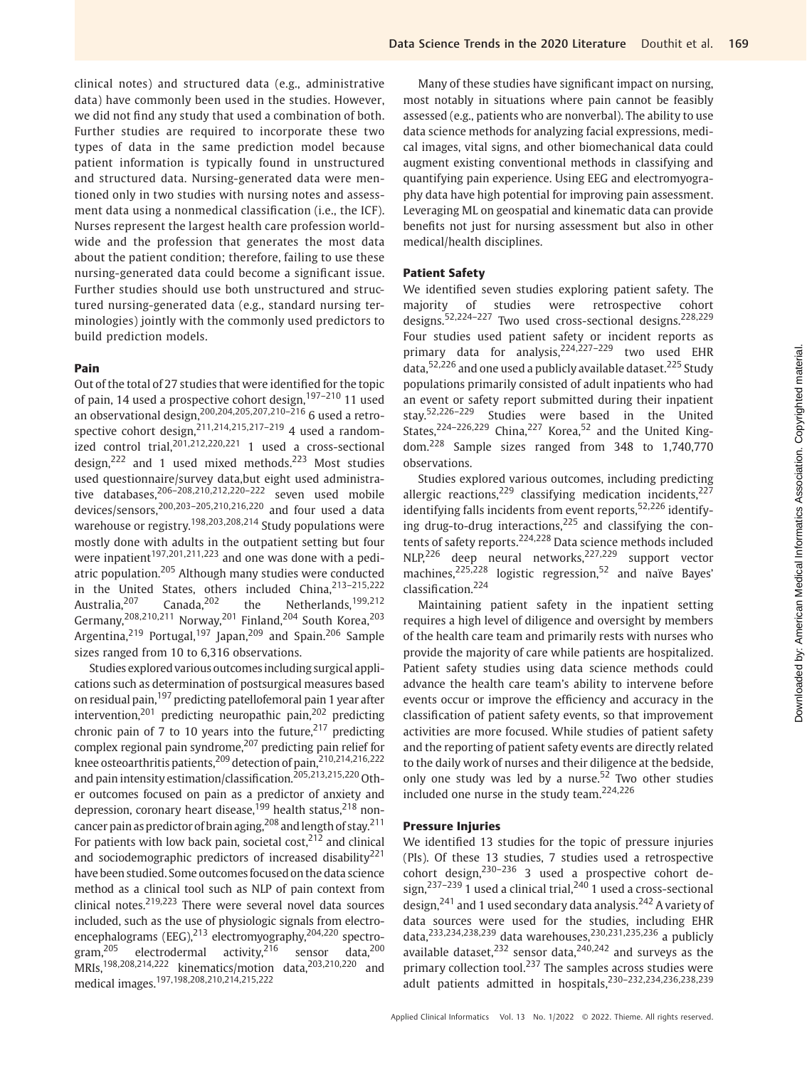clinical notes) and structured data (e.g., administrative data) have commonly been used in the studies. However, we did not find any study that used a combination of both. Further studies are required to incorporate these two types of data in the same prediction model because patient information is typically found in unstructured and structured data. Nursing-generated data were mentioned only in two studies with nursing notes and assessment data using a nonmedical classification (i.e., the ICF). Nurses represent the largest health care profession worldwide and the profession that generates the most data about the patient condition; therefore, failing to use these nursing-generated data could become a significant issue. Further studies should use both unstructured and structured nursing-generated data (e.g., standard nursing terminologies) jointly with the commonly used predictors to build prediction models.

### Pain

Out of the total of 27 studies that were identified for the topic of pain, 14 used a prospective cohort design,[197–210] 11 used an observational design,[200,204,205,207,210–216] 6 used a retrospective cohort design,[211,214,215,217–219] 4 used a randomized control trial,[201,212,220,221] 1 used a cross-sectional design,[222] and 1 used mixed methods.[223] Most studies used questionnaire/survey data,but eight used administrative databases,[206–208,210,212,220–222] seven used mobile devices/sensors,[200,203–205,210,216,220] and four used a data warehouse or registry.[198,203,208,214] Study populations were mostly done with adults in the outpatient setting but four were inpatient[197,201,211,223] and one was done with a pediatric population.[205] Although many studies were conducted in the United States, others included China,[213–215,222] Australia,[207] Canada,[202] the Netherlands,[199,212] Germany,[208,210,211] Norway,[201] Finland,[204] South Korea,[203] Argentina,[219] Portugal,[197] Japan,[209] and Spain.[206] Sample sizes ranged from 10 to 6,316 observations.

Studies explored various outcomes including surgical applications such as determination of postsurgical measures based on residual pain,[197] predicting patellofemoral pain 1 year after intervention,[201] predicting neuropathic pain,[202] predicting chronic pain of 7 to 10 years into the future,[217] predicting complex regional pain syndrome,[207] predicting pain relief for knee osteoarthritis patients,[209] detection of pain,[210,214,216,222] and pain intensity estimation/classification.[205,213,215,220] Other outcomes focused on pain as a predictor of anxiety and depression, coronary heart disease,[199] health status,[218] noncancer pain as predictor of brain aging,[208] and length of stay.[211] For patients with low back pain, societal cost,[212] and clinical and sociodemographic predictors of increased disability[221] have been studied. Some outcomes focused on the data science method as a clinical tool such as NLP of pain context from clinical notes.[219,223] There were several novel data sources included, such as the use of physiologic signals from electroencephalograms (EEG),[213] electromyography,[204,220] spectrogram,[205] electrodermal activity,[216] sensor data,[200] MRIs,[198,208,214,222] kinematics/motion data,[203,210,220] and medical images.[197,198,208,210,214,215,222]

Many of these studies have significant impact on nursing, most notably in situations where pain cannot be feasibly assessed (e.g., patients who are nonverbal). The ability to use data science methods for analyzing facial expressions, medical images, vital signs, and other biomechanical data could augment existing conventional methods in classifying and quantifying pain experience. Using EEG and electromyography data have high potential for improving pain assessment. Leveraging ML on geospatial and kinematic data can provide benefits not just for nursing assessment but also in other medical/health disciplines.

### Patient Safety

We identified seven studies exploring patient safety. The majority of studies were retrospective cohort designs.[52,224–227] Two used cross-sectional designs.[228,229] Four studies used patient safety or incident reports as primary data for analysis,[224,227–229] two used EHR data,[52,226] and one used a publicly available dataset.[225] Study populations primarily consisted of adult inpatients who had an event or safety report submitted during their inpatient stay.[52,226–229] Studies were based in the United States,[224–226,229] China,[227] Korea,[52] and the United Kingdom.[228] Sample sizes ranged from 348 to 1,740,770 observations.

Studies explored various outcomes, including predicting allergic reactions,[229] classifying medication incidents,[227] identifying falls incidents from event reports,[52,226] identifying drug-to-drug interactions,[225] and classifying the contents of safety reports.[224,228] Data science methods included NLP,[226] deep neural networks,[227,229] support vector machines,[225,228] logistic regression,[52] and naïve Bayes' classification.[224]

Maintaining patient safety in the inpatient setting requires a high level of diligence and oversight by members of the health care team and primarily rests with nurses who provide the majority of care while patients are hospitalized. Patient safety studies using data science methods could advance the health care team's ability to intervene before events occur or improve the efficiency and accuracy in the classification of patient safety events, so that improvement activities are more focused. While studies of patient safety and the reporting of patient safety events are directly related to the daily work of nurses and their diligence at the bedside, only one study was led by a nurse.[52] Two other studies included one nurse in the study team.[224,226]

### Pressure Injuries

We identified 13 studies for the topic of pressure injuries (PIs). Of these 13 studies, 7 studies used a retrospective cohort design,[230–236] 3 used a prospective cohort design,[237–239] 1 used a clinical trial,[240] 1 used a cross-sectional design,[241] and 1 used secondary data analysis.[242] A variety of data sources were used for the studies, including EHR data,[233,234,238,239] data warehouses,[230,231,235,236] a publicly available dataset,[232] sensor data,[240,242] and surveys as the primary collection tool.[237] The samples across studies were adult patients admitted in hospitals,[230–232,234,236,238,239]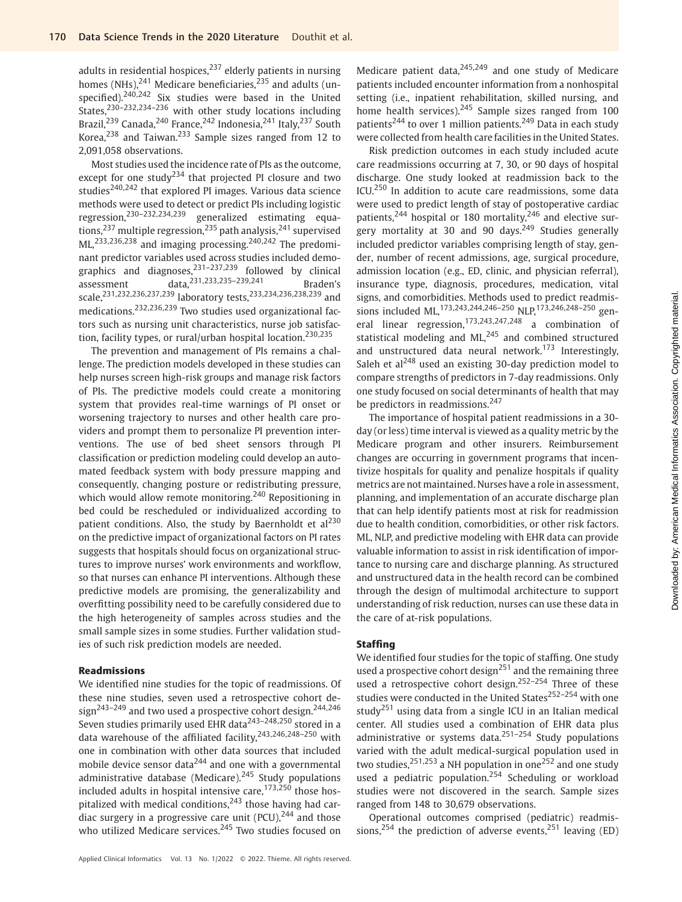adults in residential hospices,[237] elderly patients in nursing homes (NHs),[241] Medicare beneficiaries,[235] and adults (unspecified).[240,242] Six studies were based in the United States,[230–232,234–236] with other study locations including Brazil,[239] Canada,[240] France,[242] Indonesia,[241] Italy,[237] South Korea,[238] and Taiwan.[233] Sample sizes ranged from 12 to 2,091,058 observations.

Most studies used the incidence rate of PIs as the outcome, except for one study[234] that projected PI closure and two studies[240,242] that explored PI images. Various data science methods were used to detect or predict PIs including logistic regression,[230–232,234,239] generalized estimating equations,[237] multiple regression,[235] path analysis,[241] supervised ML,[233,236,238] and imaging processing.[240,242] The predominant predictor variables used across studies included demographics and diagnoses,[231–237,239] followed by clinical assessment data,[231,233,235–239,241] Braden's scale,[231,232,236,237,239] laboratory tests,[233,234,236,238,239] and medications.[232,236,239] Two studies used organizational factors such as nursing unit characteristics, nurse job satisfaction, facility types, or rural/urban hospital location.[230,235]

The prevention and management of PIs remains a challenge. The prediction models developed in these studies can help nurses screen high-risk groups and manage risk factors of PIs. The predictive models could create a monitoring system that provides real-time warnings of PI onset or worsening trajectory to nurses and other health care providers and prompt them to personalize PI prevention interventions. The use of bed sheet sensors through PI classification or prediction modeling could develop an automated feedback system with body pressure mapping and consequently, changing posture or redistributing pressure, which would allow remote monitoring.[240] Repositioning in bed could be rescheduled or individualized according to patient conditions. Also, the study by Baernholdt et al[230] on the predictive impact of organizational factors on PI rates suggests that hospitals should focus on organizational structures to improve nurses' work environments and workflow, so that nurses can enhance PI interventions. Although these predictive models are promising, the generalizability and overfitting possibility need to be carefully considered due to the high heterogeneity of samples across studies and the small sample sizes in some studies. Further validation studies of such risk prediction models are needed.

### Readmissions

We identified nine studies for the topic of readmissions. Of these nine studies, seven used a retrospective cohort design[243–249] and two used a prospective cohort design.[244,246] Seven studies primarily used EHR data[243–248,250] stored in a data warehouse of the affiliated facility,[243,246,248–250] with one in combination with other data sources that included mobile device sensor data[244] and one with a governmental administrative database (Medicare).[245] Study populations included adults in hospital intensive care,[173,250] those hospitalized with medical conditions,[243] those having had cardiac surgery in a progressive care unit (PCU),[244] and those who utilized Medicare services.[245] Two studies focused on Medicare patient data,[245,249] and one study of Medicare patients included encounter information from a nonhospital setting (i.e., inpatient rehabilitation, skilled nursing, and home health services).[245] Sample sizes ranged from 100 patients[244] to over 1 million patients.[249] Data in each study were collected from health care facilities in the United States.

Risk prediction outcomes in each study included acute care readmissions occurring at 7, 30, or 90 days of hospital discharge. One study looked at readmission back to the ICU.[250] In addition to acute care readmissions, some data were used to predict length of stay of postoperative cardiac patients,[244] hospital or 180 mortality,[246] and elective surgery mortality at 30 and 90 days.[249] Studies generally included predictor variables comprising length of stay, gender, number of recent admissions, age, surgical procedure, admission location (e.g., ED, clinic, and physician referral), insurance type, diagnosis, procedures, medication, vital signs, and comorbidities. Methods used to predict readmissions included ML,[173,243,244,246–250] NLP,[173,246,248–250] general linear regression,[173,243,247,248] a combination of statistical modeling and ML,[245] and combined structured and unstructured data neural network.[173] Interestingly, Saleh et al[248] used an existing 30-day prediction model to compare strengths of predictors in 7-day readmissions. Only one study focused on social determinants of health that may be predictors in readmissions.[247]

The importance of hospital patient readmissions in a 30-day (or less) time interval is viewed as a quality metric by the Medicare program and other insurers. Reimbursement changes are occurring in government programs that incentivize hospitals for quality and penalize hospitals if quality metrics are not maintained. Nurses have a role in assessment, planning, and implementation of an accurate discharge plan that can help identify patients most at risk for readmission due to health condition, comorbidities, or other risk factors. ML, NLP, and predictive modeling with EHR data can provide valuable information to assist in risk identification of importance to nursing care and discharge planning. As structured and unstructured data in the health record can be combined through the design of multimodal architecture to support understanding of risk reduction, nurses can use these data in the care of at-risk populations.

### Staffing

We identified four studies for the topic of staffing. One study used a prospective cohort design[251] and the remaining three used a retrospective cohort design.[252–254] Three of these studies were conducted in the United States[252–254] with one study[251] using data from a single ICU in an Italian medical center. All studies used a combination of EHR data plus administrative or systems data.[251–254] Study populations varied with the adult medical-surgical population used in two studies,[251,253] a NH population in one[252] and one study used a pediatric population.[254] Scheduling or workload studies were not discovered in the search. Sample sizes ranged from 148 to 30,679 observations.

Operational outcomes comprised (pediatric) readmissions,[254] the prediction of adverse events,[251] leaving (ED)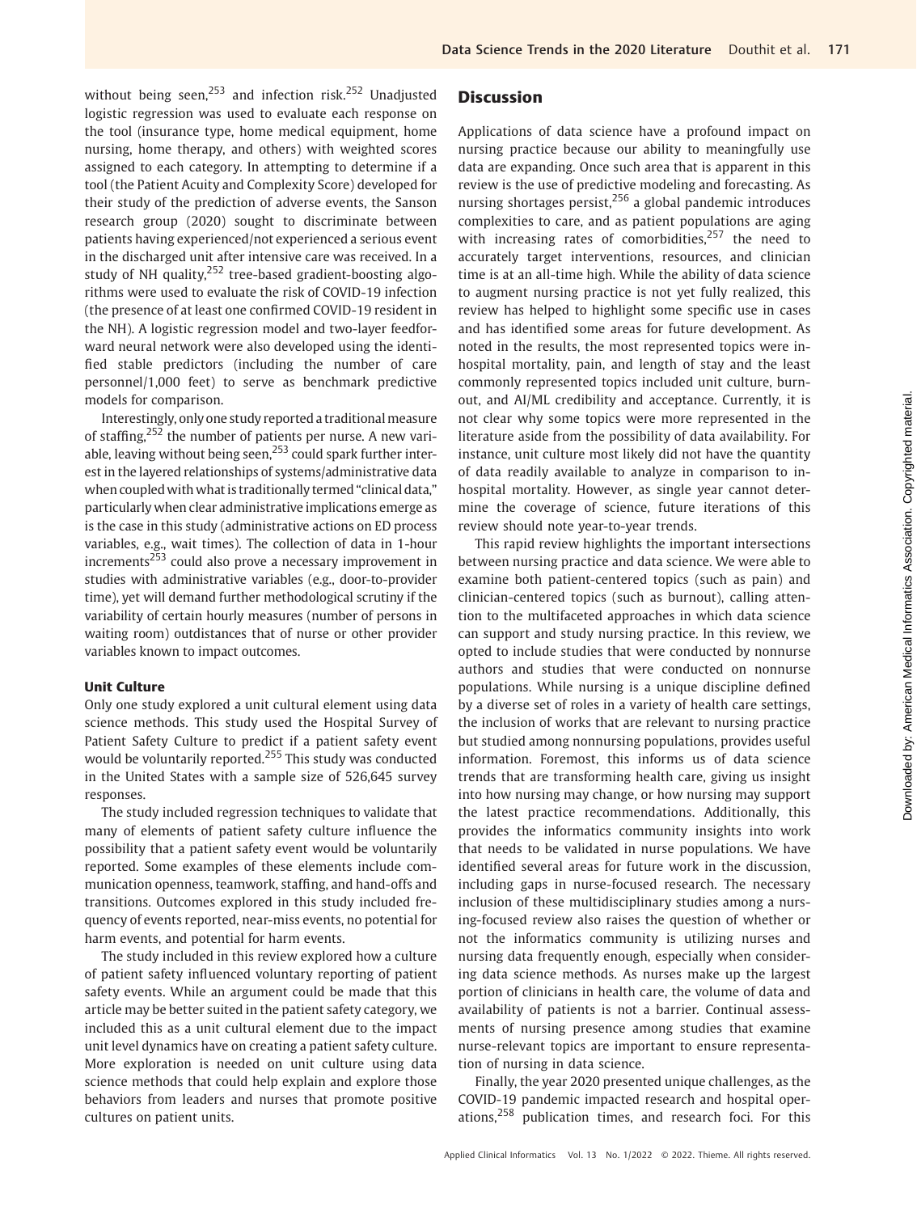without being seen,[253] and infection risk.[252] Unadjusted logistic regression was used to evaluate each response on the tool (insurance type, home medical equipment, home nursing, home therapy, and others) with weighted scores assigned to each category. In attempting to determine if a tool (the Patient Acuity and Complexity Score) developed for their study of the prediction of adverse events, the Sanson research group (2020) sought to discriminate between patients having experienced/not experienced a serious event in the discharged unit after intensive care was received. In a study of NH quality,[252] tree-based gradient-boosting algorithms were used to evaluate the risk of COVID-19 infection (the presence of at least one confirmed COVID-19 resident in the NH). A logistic regression model and two-layer feedforward neural network were also developed using the identified stable predictors (including the number of care personnel/1,000 feet) to serve as benchmark predictive models for comparison.

Interestingly, only one study reported a traditional measure of staffing,[252] the number of patients per nurse. A new variable, leaving without being seen,[253] could spark further interest in the layered relationships of systems/administrative data when coupled with what is traditionally termed "clinical data," particularly when clear administrative implications emerge as is the case in this study (administrative actions on ED process variables, e.g., wait times). The collection of data in 1-hour increments[253] could also prove a necessary improvement in studies with administrative variables (e.g., door-to-provider time), yet will demand further methodological scrutiny if the variability of certain hourly measures (number of persons in waiting room) outdistances that of nurse or other provider variables known to impact outcomes.

### Unit Culture

Only one study explored a unit cultural element using data science methods. This study used the Hospital Survey of Patient Safety Culture to predict if a patient safety event would be voluntarily reported.[255] This study was conducted in the United States with a sample size of 526,645 survey responses.

The study included regression techniques to validate that many of elements of patient safety culture influence the possibility that a patient safety event would be voluntarily reported. Some examples of these elements include communication openness, teamwork, staffing, and hand-offs and transitions. Outcomes explored in this study included frequency of events reported, near-miss events, no potential for harm events, and potential for harm events.

The study included in this review explored how a culture of patient safety influenced voluntary reporting of patient safety events. While an argument could be made that this article may be better suited in the patient safety category, we included this as a unit cultural element due to the impact unit level dynamics have on creating a patient safety culture. More exploration is needed on unit culture using data science methods that could help explain and explore those behaviors from leaders and nurses that promote positive cultures on patient units.

## Discussion

Applications of data science have a profound impact on nursing practice because our ability to meaningfully use data are expanding. Once such area that is apparent in this review is the use of predictive modeling and forecasting. As nursing shortages persist,[256] a global pandemic introduces complexities to care, and as patient populations are aging with increasing rates of comorbidities,[257] the need to accurately target interventions, resources, and clinician time is at an all-time high. While the ability of data science to augment nursing practice is not yet fully realized, this review has helped to highlight some specific use in cases and has identified some areas for future development. As noted in the results, the most represented topics were in-hospital mortality, pain, and length of stay and the least commonly represented topics included unit culture, burnout, and AI/ML credibility and acceptance. Currently, it is not clear why some topics were more represented in the literature aside from the possibility of data availability. For instance, unit culture most likely did not have the quantity of data readily available to analyze in comparison to in-hospital mortality. However, as single year cannot determine the coverage of science, future iterations of this review should note year-to-year trends.

This rapid review highlights the important intersections between nursing practice and data science. We were able to examine both patient-centered topics (such as pain) and clinician-centered topics (such as burnout), calling attention to the multifaceted approaches in which data science can support and study nursing practice. In this review, we opted to include studies that were conducted by nonnurse authors and studies that were conducted on nonnurse populations. While nursing is a unique discipline defined by a diverse set of roles in a variety of health care settings, the inclusion of works that are relevant to nursing practice but studied among nonnursing populations, provides useful information. Foremost, this informs us of data science trends that are transforming health care, giving us insight into how nursing may change, or how nursing may support the latest practice recommendations. Additionally, this provides the informatics community insights into work that needs to be validated in nurse populations. We have identified several areas for future work in the discussion, including gaps in nurse-focused research. The necessary inclusion of these multidisciplinary studies among a nursing-focused review also raises the question of whether or not the informatics community is utilizing nurses and nursing data frequently enough, especially when considering data science methods. As nurses make up the largest portion of clinicians in health care, the volume of data and availability of patients is not a barrier. Continual assessments of nursing presence among studies that examine nurse-relevant topics are important to ensure representation of nursing in data science.

Finally, the year 2020 presented unique challenges, as the COVID-19 pandemic impacted research and hospital operations,[258] publication times, and research foci. For this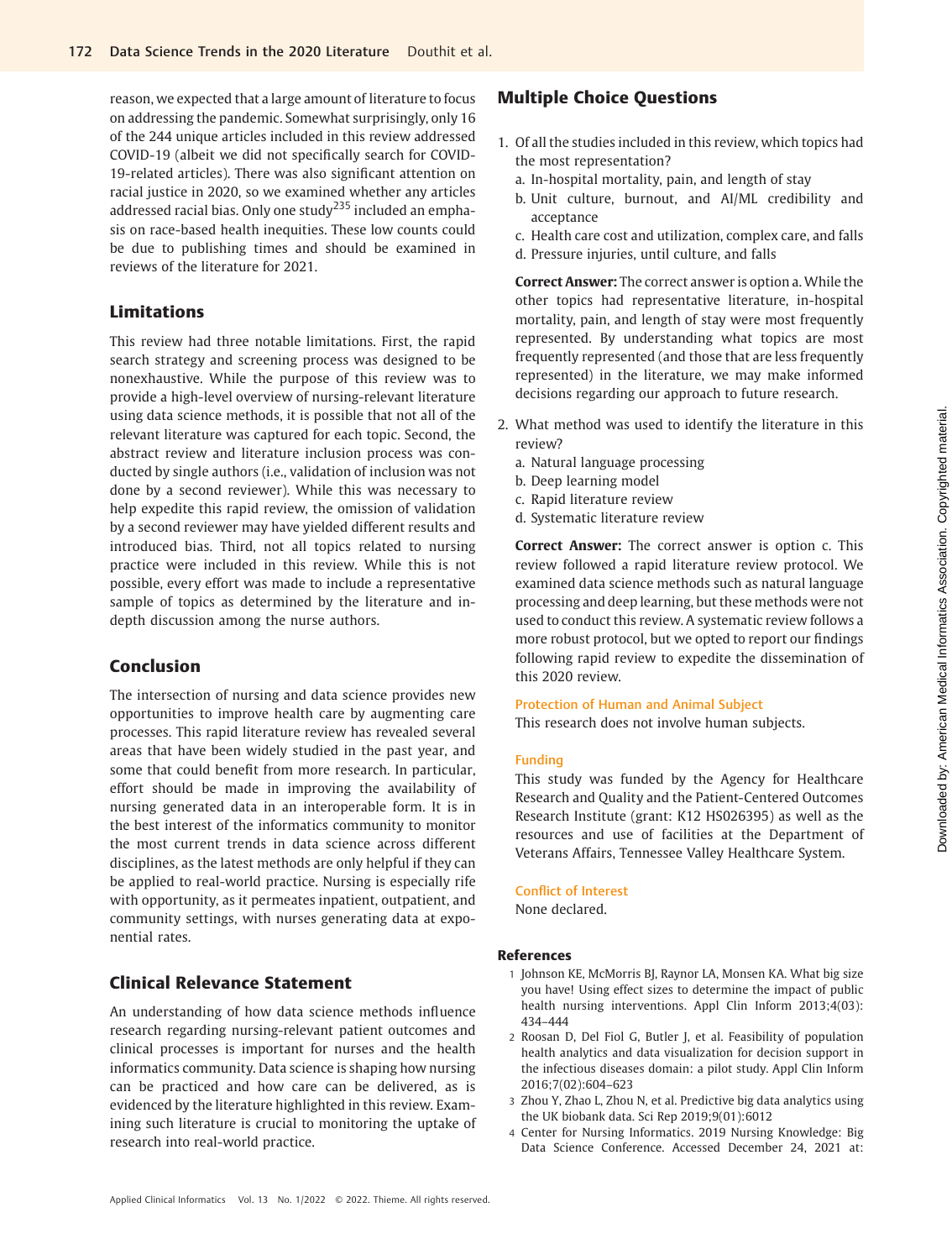reason, we expected that a large amount of literature to focus on addressing the pandemic. Somewhat surprisingly, only 16 of the 244 unique articles included in this review addressed COVID-19 (albeit we did not specifically search for COVID-19-related articles). There was also significant attention on racial justice in 2020, so we examined whether any articles addressed racial bias. Only one study[235] included an emphasis on race-based health inequities. These low counts could be due to publishing times and should be examined in reviews of the literature for 2021.

## Limitations

This review had three notable limitations. First, the rapid search strategy and screening process was designed to be nonexhaustive. While the purpose of this review was to provide a high-level overview of nursing-relevant literature using data science methods, it is possible that not all of the relevant literature was captured for each topic. Second, the abstract review and literature inclusion process was conducted by single authors (i.e., validation of inclusion was not done by a second reviewer). While this was necessary to help expedite this rapid review, the omission of validation by a second reviewer may have yielded different results and introduced bias. Third, not all topics related to nursing practice were included in this review. While this is not possible, every effort was made to include a representative sample of topics as determined by the literature and in-depth discussion among the nurse authors.

## Conclusion

The intersection of nursing and data science provides new opportunities to improve health care by augmenting care processes. This rapid literature review has revealed several areas that have been widely studied in the past year, and some that could benefit from more research. In particular, effort should be made in improving the availability of nursing generated data in an interoperable form. It is in the best interest of the informatics community to monitor the most current trends in data science across different disciplines, as the latest methods are only helpful if they can be applied to real-world practice. Nursing is especially rife with opportunity, as it permeates inpatient, outpatient, and community settings, with nurses generating data at exponential rates.

## Clinical Relevance Statement

An understanding of how data science methods influence research regarding nursing-relevant patient outcomes and clinical processes is important for nurses and the health informatics community. Data science is shaping how nursing can be practiced and how care can be delivered, as is evidenced by the literature highlighted in this review. Examining such literature is crucial to monitoring the uptake of research into real-world practice.

## Multiple Choice Questions

1. Of all the studies included in this review, which topics had the most representation?
   a. In-hospital mortality, pain, and length of stay
   b. Unit culture, burnout, and AI/ML credibility and acceptance
   c. Health care cost and utilization, complex care, and falls
   d. Pressure injuries, until culture, and falls

   **Correct Answer:** The correct answer is option a. While the other topics had representative literature, in-hospital mortality, pain, and length of stay were most frequently represented. By understanding what topics are most frequently represented (and those that are less frequently represented) in the literature, we may make informed decisions regarding our approach to future research.

2. What method was used to identify the literature in this review?
   a. Natural language processing
   b. Deep learning model
   c. Rapid literature review
   d. Systematic literature review

   **Correct Answer:** The correct answer is option c. This review followed a rapid literature review protocol. We examined data science methods such as natural language processing and deep learning, but these methods were not used to conduct this review. A systematic review follows a more robust protocol, but we opted to report our findings following rapid review to expedite the dissemination of this 2020 review.

### Protection of Human and Animal Subject

This research does not involve human subjects.

### Funding

This study was funded by the Agency for Healthcare Research and Quality and the Patient-Centered Outcomes Research Institute (grant: K12 HS026395) as well as the resources and use of facilities at the Department of Veterans Affairs, Tennessee Valley Healthcare System.

### Conflict of Interest

None declared.

## References

1. Johnson KE, McMorris BJ, Raynor LA, Monsen KA. What big size you have! Using effect sizes to determine the impact of public health nursing interventions. Appl Clin Inform 2013;4(03):434–444
2. Roosan D, Del Fiol G, Butler J, et al. Feasibility of population health analytics and data visualization for decision support in the infectious diseases domain: a pilot study. Appl Clin Inform 2016;7(02):604–623
3. Zhou Y, Zhao L, Zhou N, et al. Predictive big data analytics using the UK biobank data. Sci Rep 2019;9(01):6012
4. Center for Nursing Informatics. 2019 Nursing Knowledge: Big Data Science Conference. Accessed December 24, 2021 at: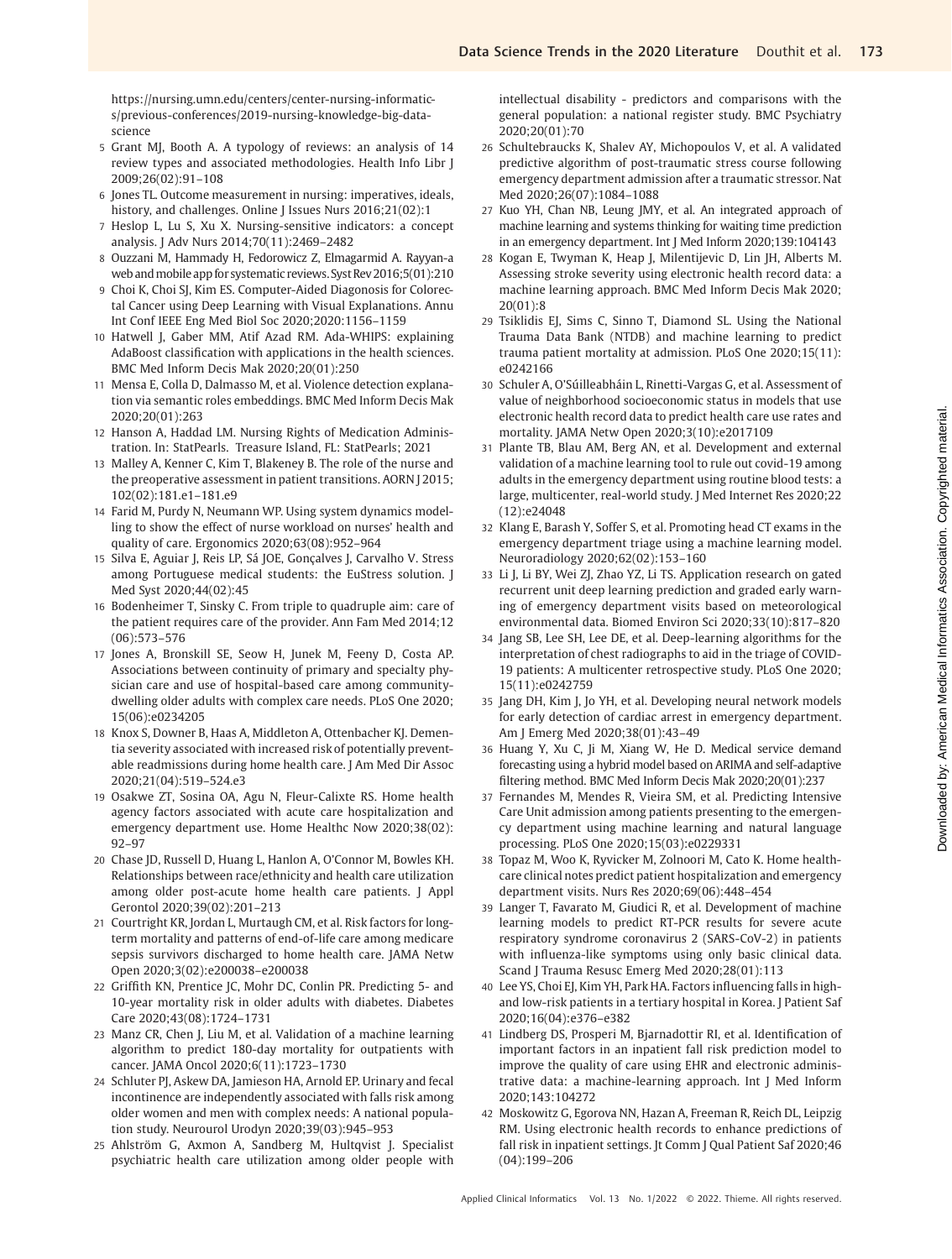https://nursing.umn.edu/centers/center-nursing-informatics/previous-conferences/2019-nursing-knowledge-big-data-science

5 Grant MJ, Booth A. A typology of reviews: an analysis of 14 review types and associated methodologies. Health Info Libr J 2009;26(02):91–108

6 Jones TL. Outcome measurement in nursing: imperatives, ideals, history, and challenges. Online J Issues Nurs 2016;21(02):1

7 Heslop L, Lu S, Xu X. Nursing-sensitive indicators: a concept analysis. J Adv Nurs 2014;70(11):2469–2482

8 Ouzzani M, Hammady H, Fedorowicz Z, Elmagarmid A. Rayyan-a web and mobile app for systematic reviews. Syst Rev 2016;5(01):210

9 Choi K, Choi SJ, Kim ES. Computer-Aided Diagonosis for Colorectal Cancer using Deep Learning with Visual Explanations. Annu Int Conf IEEE Eng Med Biol Soc 2020;2020:1156–1159

10 Hatwell J, Gaber MM, Atif Azad RM. Ada-WHIPS: explaining AdaBoost classification with applications in the health sciences. BMC Med Inform Decis Mak 2020;20(01):250

11 Mensa E, Colla D, Dalmasso M, et al. Violence detection explanation via semantic roles embeddings. BMC Med Inform Decis Mak 2020;20(01):263

12 Hanson A, Haddad LM. Nursing Rights of Medication Administration. In: StatPearls. Treasure Island, FL: StatPearls; 2021

13 Malley A, Kenner C, Kim T, Blakeney B. The role of the nurse and the preoperative assessment in patient transitions. AORN J 2015; 102(02):181.e1–181.e9

14 Farid M, Purdy N, Neumann WP. Using system dynamics modelling to show the effect of nurse workload on nurses' health and quality of care. Ergonomics 2020;63(08):952–964

15 Silva E, Aguiar J, Reis LP, Sá JOE, Gonçalves J, Carvalho V. Stress among Portuguese medical students: the EuStress solution. J Med Syst 2020;44(02):45

16 Bodenheimer T, Sinsky C. From triple to quadruple aim: care of the patient requires care of the provider. Ann Fam Med 2014;12 (06):573–576

17 Jones A, Bronskill SE, Seow H, Junek M, Feeny D, Costa AP. Associations between continuity of primary and specialty physician care and use of hospital-based care among community-dwelling older adults with complex care needs. PLoS One 2020; 15(06):e0234205

18 Knox S, Downer B, Haas A, Middleton A, Ottenbacher KJ. Dementia severity associated with increased risk of potentially preventable readmissions during home health care. J Am Med Dir Assoc 2020;21(04):519–524.e3

19 Osakwe ZT, Sosina OA, Agu N, Fleur-Calixte RS. Home health agency factors associated with acute care hospitalization and emergency department use. Home Healthc Now 2020;38(02): 92–97

20 Chase JD, Russell D, Huang L, Hanlon A, O'Connor M, Bowles KH. Relationships between race/ethnicity and health care utilization among older post-acute home health care patients. J Appl Gerontol 2020;39(02):201–213

21 Courtright KR, Jordan L, Murtaugh CM, et al. Risk factors for long-term mortality and patterns of end-of-life care among medicare sepsis survivors discharged to home health care. JAMA Netw Open 2020;3(02):e200038–e200038

22 Griffith KN, Prentice JC, Mohr DC, Conlin PR. Predicting 5- and 10-year mortality risk in older adults with diabetes. Diabetes Care 2020;43(08):1724–1731

23 Manz CR, Chen J, Liu M, et al. Validation of a machine learning algorithm to predict 180-day mortality for outpatients with cancer. JAMA Oncol 2020;6(11):1723–1730

24 Schluter PJ, Askew DA, Jamieson HA, Arnold EP. Urinary and fecal incontinence are independently associated with falls risk among older women and men with complex needs: A national population study. Neurourol Urodyn 2020;39(03):945–953

25 Ahlström G, Axmon A, Sandberg M, Hultqvist J. Specialist psychiatric health care utilization among older people with intellectual disability - predictors and comparisons with the general population: a national register study. BMC Psychiatry 2020;20(01):70

26 Schultebraucks K, Shalev AY, Michopoulos V, et al. A validated predictive algorithm of post-traumatic stress course following emergency department admission after a traumatic stressor. Nat Med 2020;26(07):1084–1088

27 Kuo YH, Chan NB, Leung JMY, et al. An integrated approach of machine learning and systems thinking for waiting time prediction in an emergency department. Int J Med Inform 2020;139:104143

28 Kogan E, Twyman K, Heap J, Milentijevic D, Lin JH, Alberts M. Assessing stroke severity using electronic health record data: a machine learning approach. BMC Med Inform Decis Mak 2020; 20(01):8

29 Tsiklidis EJ, Sims C, Sinno T, Diamond SL. Using the National Trauma Data Bank (NTDB) and machine learning to predict trauma patient mortality at admission. PLoS One 2020;15(11): e0242166

30 Schuler A, O'Súilleabháin L, Rinetti-Vargas G, et al. Assessment of value of neighborhood socioeconomic status in models that use electronic health record data to predict health care use rates and mortality. JAMA Netw Open 2020;3(10):e2017109

31 Plante TB, Blau AM, Berg AN, et al. Development and external validation of a machine learning tool to rule out covid-19 among adults in the emergency department using routine blood tests: a large, multicenter, real-world study. J Med Internet Res 2020;22 (12):e24048

32 Klang E, Barash Y, Soffer S, et al. Promoting head CT exams in the emergency department triage using a machine learning model. Neuroradiology 2020;62(02):153–160

33 Li J, Li BY, Wei ZJ, Zhao YZ, Li TS. Application research on gated recurrent unit deep learning prediction and graded early warning of emergency department visits based on meteorological environmental data. Biomed Environ Sci 2020;33(10):817–820

34 Jang SB, Lee SH, Lee DE, et al. Deep-learning algorithms for the interpretation of chest radiographs to aid in the triage of COVID-19 patients: A multicenter retrospective study. PLoS One 2020; 15(11):e0242759

35 Jang DH, Kim J, Jo YH, et al. Developing neural network models for early detection of cardiac arrest in emergency department. Am J Emerg Med 2020;38(01):43–49

36 Huang Y, Xu C, Ji M, Xiang W, He D. Medical service demand forecasting using a hybrid model based on ARIMA and self-adaptive filtering method. BMC Med Inform Decis Mak 2020;20(01):237

37 Fernandes M, Mendes R, Vieira SM, et al. Predicting Intensive Care Unit admission among patients presenting to the emergency department using machine learning and natural language processing. PLoS One 2020;15(03):e0229331

38 Topaz M, Woo K, Ryvicker M, Zolnoori M, Cato K. Home healthcare clinical notes predict patient hospitalization and emergency department visits. Nurs Res 2020;69(06):448–454

39 Langer T, Favarato M, Giudici R, et al. Development of machine learning models to predict RT-PCR results for severe acute respiratory syndrome coronavirus 2 (SARS-CoV-2) in patients with influenza-like symptoms using only basic clinical data. Scand J Trauma Resusc Emerg Med 2020;28(01):113

40 Lee YS, Choi EJ, Kim YH, Park HA. Factors influencing falls in high- and low-risk patients in a tertiary hospital in Korea. J Patient Saf 2020;16(04):e376–e382

41 Lindberg DS, Prosperi M, Bjarnadottir RI, et al. Identification of important factors in an inpatient fall risk prediction model to improve the quality of care using EHR and electronic administrative data: a machine-learning approach. Int J Med Inform 2020;143:104272

42 Moskowitz G, Egorova NN, Hazan A, Freeman R, Reich DL, Leipzig RM. Using electronic health records to enhance predictions of fall risk in inpatient settings. Jt Comm J Qual Patient Saf 2020;46 (04):199–206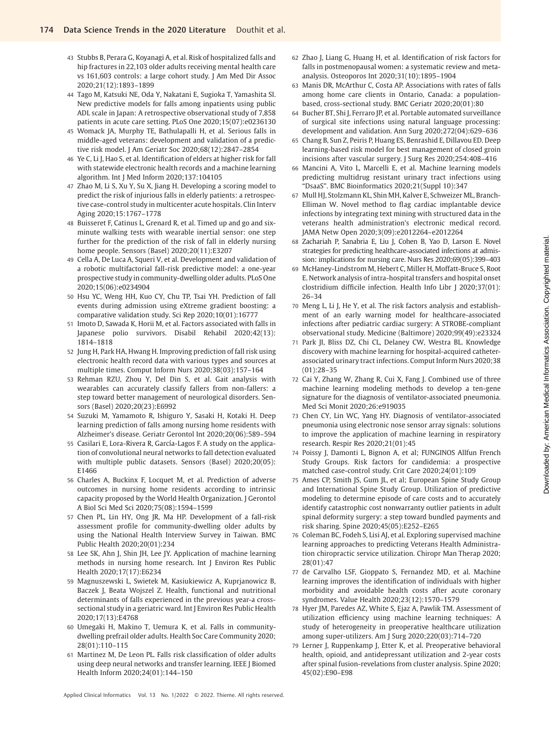43 Stubbs B, Perara G, Koyanagi A, et al. Risk of hospitalized falls and hip fractures in 22,103 older adults receiving mental health care vs 161,603 controls: a large cohort study. J Am Med Dir Assoc 2020;21(12):1893–1899

44 Tago M, Katsuki NE, Oda Y, Nakatani E, Sugioka T, Yamashita SI. New predictive models for falls among inpatients using public ADL scale in Japan: A retrospective observational study of 7,858 patients in acute care setting. PLoS One 2020;15(07):e0236130

45 Womack JA, Murphy TE, Bathulapalli H, et al. Serious falls in middle-aged veterans: development and validation of a predictive risk model. J Am Geriatr Soc 2020;68(12):2847–2854

46 Ye C, Li J, Hao S, et al. Identification of elders at higher risk for fall with statewide electronic health records and a machine learning algorithm. Int J Med Inform 2020;137:104105

47 Zhao M, Li S, Xu Y, Su X, Jiang H. Developing a scoring model to predict the risk of injurious falls in elderly patients: a retrospective case-control study in multicenter acute hospitals. Clin Interv Aging 2020;15:1767–1778

48 Buisseret F, Catinus L, Grenard R, et al. Timed up and go and six-minute walking tests with wearable inertial sensor: one step further for the prediction of the risk of fall in elderly nursing home people. Sensors (Basel) 2020;20(11):E3207

49 Cella A, De Luca A, Squeri V, et al. Development and validation of a robotic multifactorial fall-risk predictive model: a one-year prospective study in community-dwelling older adults. PLoS One 2020;15(06):e0234904

50 Hsu YC, Weng HH, Kuo CY, Chu TP, Tsai YH. Prediction of fall events during admission using eXtreme gradient boosting: a comparative validation study. Sci Rep 2020;10(01):16777

51 Imoto D, Sawada K, Horii M, et al. Factors associated with falls in Japanese polio survivors. Disabil Rehabil 2020;42(13): 1814–1818

52 Jung H, Park HA, Hwang H. Improving prediction of fall risk using electronic health record data with various types and sources at multiple times. Comput Inform Nurs 2020;38(03):157–164

53 Rehman RZU, Zhou Y, Del Din S, et al. Gait analysis with wearables can accurately classify fallers from non-fallers: a step toward better management of neurological disorders. Sensors (Basel) 2020;20(23):E6992

54 Suzuki M, Yamamoto R, Ishiguro Y, Sasaki H, Kotaki H. Deep learning prediction of falls among nursing home residents with Alzheimer's disease. Geriatr Gerontol Int 2020;20(06):589–594

55 Casilari E, Lora-Rivera R, García-Lagos F. A study on the application of convolutional neural networks to fall detection evaluated with multiple public datasets. Sensors (Basel) 2020;20(05): E1466

56 Charles A, Buckinx F, Locquet M, et al. Prediction of adverse outcomes in nursing home residents according to intrinsic capacity proposed by the World Health Organization. J Gerontol A Biol Sci Med Sci 2020;75(08):1594–1599

57 Chen PL, Lin HY, Ong JR, Ma HP. Development of a fall-risk assessment profile for community-dwelling older adults by using the National Health Interview Survey in Taiwan. BMC Public Health 2020;20(01):234

58 Lee SK, Ahn J, Shin JH, Lee JY. Application of machine learning methods in nursing home research. Int J Environ Res Public Health 2020;17(17):E6234

59 Magnuszewski L, Swietek M, Kasiukiewicz A, Kuprjanowicz B, Baczek J, Beata Wojszel Z. Health, functional and nutritional determinants of falls experienced in the previous year-a cross-sectional study in a geriatric ward. Int J Environ Res Public Health 2020;17(13):E4768

60 Umegaki H, Makino T, Uemura K, et al. Falls in community-dwelling prefrail older adults. Health Soc Care Community 2020; 28(01):110–115

61 Martinez M, De Leon PL. Falls risk classification of older adults using deep neural networks and transfer learning. IEEE J Biomed Health Inform 2020;24(01):144–150

62 Zhao J, Liang G, Huang H, et al. Identification of risk factors for falls in postmenopausal women: a systematic review and meta-analysis. Osteoporos Int 2020;31(10):1895–1904

63 Manis DR, McArthur C, Costa AP. Associations with rates of falls among home care clients in Ontario, Canada: a population-based, cross-sectional study. BMC Geriatr 2020;20(01):80

64 Bucher BT, Shi J, Ferraro JP, et al. Portable automated surveillance of surgical site infections using natural language processing: development and validation. Ann Surg 2020;272(04):629–636

65 Chang B, Sun Z, Peiris P, Huang ES, Benrashid E, Dillavou ED. Deep learning-based risk model for best management of closed groin incisions after vascular surgery. J Surg Res 2020;254:408–416

66 Mancini A, Vito L, Marcelli E, et al. Machine learning models predicting multidrug resistant urinary tract infections using "DsaaS". BMC Bioinformatics 2020;21(Suppl 10):347

67 Mull HJ, Stolzmann KL, Shin MH, Kalver E, Schweizer ML, Branch-Elliman W. Novel method to flag cardiac implantable device infections by integrating text mining with structured data in the veterans health administration's electronic medical record. JAMA Netw Open 2020;3(09):e2012264–e2012264

68 Zachariah P, Sanabria E, Liu J, Cohen B, Yao D, Larson E. Novel strategies for predicting healthcare-associated infections at admission: implications for nursing care. Nurs Res 2020;69(05):399–403

69 McHaney-Lindstrom M, Hebert C, Miller H, Moffatt-Bruce S, Root E. Network analysis of intra-hospital transfers and hospital onset clostridium difficile infection. Health Info Libr J 2020;37(01): 26–34

70 Meng L, Li J, He Y, et al. The risk factors analysis and establishment of an early warning model for healthcare-associated infections after pediatric cardiac surgery: A STROBE-compliant observational study. Medicine (Baltimore) 2020;99(49):e23324

71 Park JI, Bliss DZ, Chi CL, Delaney CW, Westra BL. Knowledge discovery with machine learning for hospital-acquired catheter-associated urinary tract infections. Comput Inform Nurs 2020;38 (01):28–35

72 Cai Y, Zhang W, Zhang R, Cui X, Fang J. Combined use of three machine learning modeling methods to develop a ten-gene signature for the diagnosis of ventilator-associated pneumonia. Med Sci Monit 2020;26:e919035

73 Chen CY, Lin WC, Yang HY. Diagnosis of ventilator-associated pneumonia using electronic nose sensor array signals: solutions to improve the application of machine learning in respiratory research. Respir Res 2020;21(01):45

74 Poissy J, Damonti L, Bignon A, et al; FUNGINOS Allfun French Study Groups. Risk factors for candidemia: a prospective matched case-control study. Crit Care 2020;24(01):109

75 Ames CP, Smith JS, Gum JL, et al; European Spine Study Group and International Spine Study Group. Utilization of predictive modeling to determine episode of care costs and to accurately identify catastrophic cost nonwarranty outlier patients in adult spinal deformity surgery: a step toward bundled payments and risk sharing. Spine 2020;45(05):E252–E265

76 Coleman BC, Fodeh S, Lisi AJ, et al. Exploring supervised machine learning approaches to predicting Veterans Health Administration chiropractic service utilization. Chiropr Man Therap 2020; 28(01):47

77 de Carvalho LSF, Gioppato S, Fernandez MD, et al. Machine learning improves the identification of individuals with higher morbidity and avoidable health costs after acute coronary syndromes. Value Health 2020;23(12):1570–1579

78 Hyer JM, Paredes AZ, White S, Ejaz A, Pawlik TM. Assessment of utilization efficiency using machine learning techniques: A study of heterogeneity in preoperative healthcare utilization among super-utilizers. Am J Surg 2020;220(03):714–720

79 Lerner J, Ruppenkamp J, Etter K, et al. Preoperative behavioral health, opioid, and antidepressant utilization and 2-year costs after spinal fusion-revelations from cluster analysis. Spine 2020; 45(02):E90–E98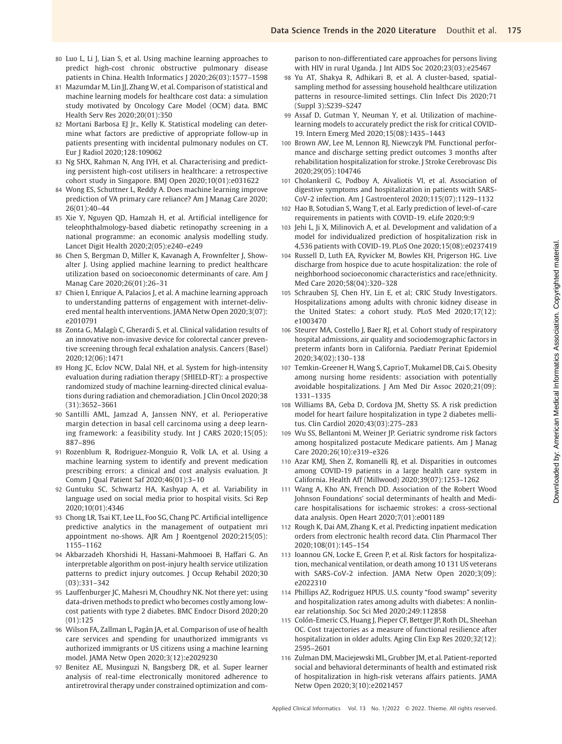80 Luo L, Li J, Lian S, et al. Using machine learning approaches to predict high-cost chronic obstructive pulmonary disease patients in China. Health Informatics J 2020;26(03):1577–1598

81 Mazumdar M, Lin JJ, Zhang W, et al. Comparison of statistical and machine learning models for healthcare cost data: a simulation study motivated by Oncology Care Model (OCM) data. BMC Health Serv Res 2020;20(01):350

82 Mortani Barbosa EJ Jr., Kelly K. Statistical modeling can determine what factors are predictive of appropriate follow-up in patients presenting with incidental pulmonary nodules on CT. Eur J Radiol 2020;128:109062

83 Ng SHX, Rahman N, Ang IYH, et al. Characterising and predicting persistent high-cost utilisers in healthcare: a retrospective cohort study in Singapore. BMJ Open 2020;10(01):e031622

84 Wong ES, Schuttner L, Reddy A. Does machine learning improve prediction of VA primary care reliance? Am J Manag Care 2020; 26(01):40–44

85 Xie Y, Nguyen QD, Hamzah H, et al. Artificial intelligence for teleophthalmology-based diabetic retinopathy screening in a national programme: an economic analysis modelling study. Lancet Digit Health 2020;2(05):e240–e249

86 Chen S, Bergman D, Miller K, Kavanagh A, Frownfelter J, Showalter J. Using applied machine learning to predict healthcare utilization based on socioeconomic determinants of care. Am J Manag Care 2020;26(01):26–31

87 Chien I, Enrique A, Palacios J, et al. A machine learning approach to understanding patterns of engagement with internet-delivered mental health interventions. JAMA Netw Open 2020;3(07): e2010791

88 Zonta G, Malagù C, Gherardi S, et al. Clinical validation results of an innovative non-invasive device for colorectal cancer preventive screening through fecal exhalation analysis. Cancers (Basel) 2020;12(06):1471

89 Hong JC, Eclov NCW, Dalal NH, et al. System for high-intensity evaluation during radiation therapy (SHIELD-RT): a prospective randomized study of machine learning-directed clinical evaluations during radiation and chemoradiation. J Clin Oncol 2020;38 (31):3652–3661

90 Santilli AML, Jamzad A, Janssen NNY, et al. Perioperative margin detection in basal cell carcinoma using a deep learning framework: a feasibility study. Int J CARS 2020;15(05): 887–896

91 Rozenblum R, Rodriguez-Monguio R, Volk LA, et al. Using a machine learning system to identify and prevent medication prescribing errors: a clinical and cost analysis evaluation. Jt Comm J Qual Patient Saf 2020;46(01):3–10

92 Guntuku SC, Schwartz HA, Kashyap A, et al. Variability in language used on social media prior to hospital visits. Sci Rep 2020;10(01):4346

93 Chong LR, Tsai KT, Lee LL, Foo SG, Chang PC. Artificial intelligence predictive analytics in the management of outpatient mri appointment no-shows. AJR Am J Roentgenol 2020;215(05): 1155–1162

94 Akbarzadeh Khorshidi H, Hassani-Mahmooei B, Haffari G. An interpretable algorithm on post-injury health service utilization patterns to predict injury outcomes. J Occup Rehabil 2020;30 (03):331–342

95 Lauffenburger JC, Mahesri M, Choudhry NK. Not there yet: using data-driven methods to predict who becomes costly among low-cost patients with type 2 diabetes. BMC Endocr Disord 2020;20 (01):125

96 Wilson FA, Zallman L, Pagán JA, et al. Comparison of use of health care services and spending for unauthorized immigrants vs authorized immigrants or US citizens using a machine learning model. JAMA Netw Open 2020;3(12):e2029230

97 Benitez AE, Musinguzi N, Bangsberg DR, et al. Super learner analysis of real-time electronically monitored adherence to antiretroviral therapy under constrained optimization and comparison to non-differentiated care approaches for persons living with HIV in rural Uganda. J Int AIDS Soc 2020;23(03):e25467

98 Yu AT, Shakya R, Adhikari B, et al. A cluster-based, spatial-sampling method for assessing household healthcare utilization patterns in resource-limited settings. Clin Infect Dis 2020;71 (Suppl 3):S239–S247

99 Assaf D, Gutman Y, Neuman Y, et al. Utilization of machine-learning models to accurately predict the risk for critical COVID-19. Intern Emerg Med 2020;15(08):1435–1443

100 Brown AW, Lee M, Lennon RJ, Niewczyk PM. Functional performance and discharge setting predict outcomes 3 months after rehabilitation hospitalization for stroke. J Stroke Cerebrovasc Dis 2020;29(05):104746

101 Cholankeril G, Podboy A, Aivaliotis VI, et al. Association of digestive symptoms and hospitalization in patients with SARS-CoV-2 infection. Am J Gastroenterol 2020;115(07):1129–1132

102 Hao B, Sotudian S, Wang T, et al. Early prediction of level-of-care requirements in patients with COVID-19. eLife 2020;9:9

103 Jehi L, Ji X, Milinovich A, et al. Development and validation of a model for individualized prediction of hospitalization risk in 4,536 patients with COVID-19. PLoS One 2020;15(08):e0237419

104 Russell D, Luth EA, Ryvicker M, Bowles KH, Prigerson HG. Live discharge from hospice due to acute hospitalization: the role of neighborhood socioeconomic characteristics and race/ethnicity. Med Care 2020;58(04):320–328

105 Schrauben SJ, Chen HY, Lin E, et al; CRIC Study Investigators. Hospitalizations among adults with chronic kidney disease in the United States: a cohort study. PLoS Med 2020;17(12): e1003470

106 Steurer MA, Costello J, Baer RJ, et al. Cohort study of respiratory hospital admissions, air quality and sociodemographic factors in preterm infants born in California. Paediatr Perinat Epidemiol 2020;34(02):130–138

107 Temkin-Greener H, Wang S, Caprio T, Mukamel DB, Cai S. Obesity among nursing home residents: association with potentially avoidable hospitalizations. J Am Med Dir Assoc 2020;21(09): 1331–1335

108 Williams BA, Geba D, Cordova JM, Shetty SS. A risk prediction model for heart failure hospitalization in type 2 diabetes mellitus. Clin Cardiol 2020;43(03):275–283

109 Wu SS, Bellantoni M, Weiner JP. Geriatric syndrome risk factors among hospitalized postacute Medicare patients. Am J Manag Care 2020;26(10):e319–e326

110 Azar KMJ, Shen Z, Romanelli RJ, et al. Disparities in outcomes among COVID-19 patients in a large health care system in California. Health Aff (Millwood) 2020;39(07):1253–1262

111 Wang A, Kho AN, French DD. Association of the Robert Wood Johnson Foundations' social determinants of health and Medicare hospitalisations for ischaemic strokes: a cross-sectional data analysis. Open Heart 2020;7(01):e001189

112 Rough K, Dai AM, Zhang K, et al. Predicting inpatient medication orders from electronic health record data. Clin Pharmacol Ther 2020;108(01):145–154

113 Ioannou GN, Locke E, Green P, et al. Risk factors for hospitalization, mechanical ventilation, or death among 10 131 US veterans with SARS-CoV-2 infection. JAMA Netw Open 2020;3(09): e2022310

114 Phillips AZ, Rodriguez HPUS. U.S. county "food swamp" severity and hospitalization rates among adults with diabetes: A nonlinear relationship. Soc Sci Med 2020;249:112858

115 Colón-Emeric CS, Huang J, Pieper CF, Bettger JP, Roth DL, Sheehan OC. Cost trajectories as a measure of functional resilience after hospitalization in older adults. Aging Clin Exp Res 2020;32(12): 2595–2601

116 Zulman DM, Maciejewski ML, Grubber JM, et al. Patient-reported social and behavioral determinants of health and estimated risk of hospitalization in high-risk veterans affairs patients. JAMA Netw Open 2020;3(10):e2021457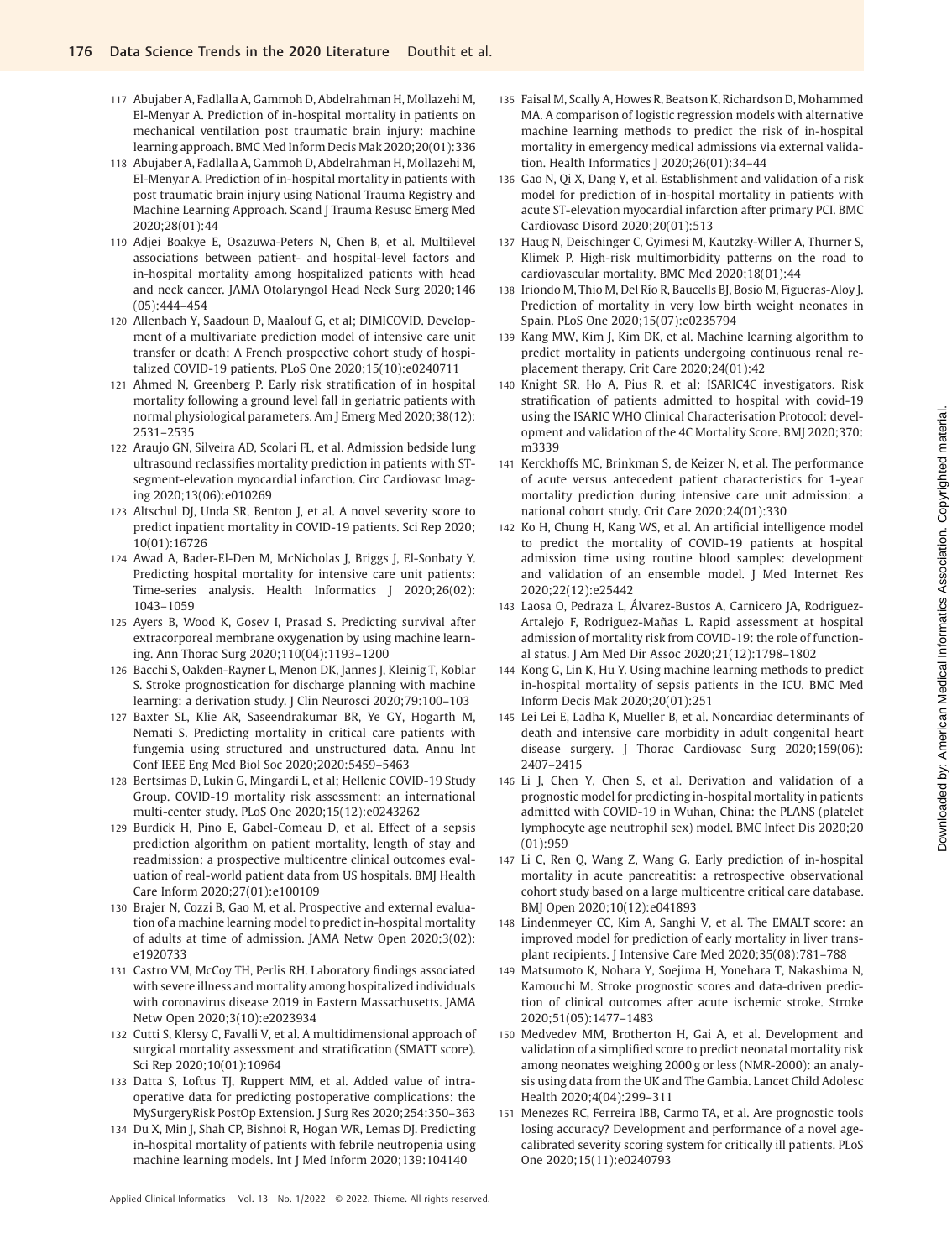117 Abujaber A, Fadlalla A, Gammoh D, Abdelrahman H, Mollazehi M, El-Menyar A. Prediction of in-hospital mortality in patients on mechanical ventilation post traumatic brain injury: machine learning approach. BMC Med Inform Decis Mak 2020;20(01):336

118 Abujaber A, Fadlalla A, Gammoh D, Abdelrahman H, Mollazehi M, El-Menyar A. Prediction of in-hospital mortality in patients with post traumatic brain injury using National Trauma Registry and Machine Learning Approach. Scand J Trauma Resusc Emerg Med 2020;28(01):44

119 Adjei Boakye E, Osazuwa-Peters N, Chen B, et al. Multilevel associations between patient- and hospital-level factors and in-hospital mortality among hospitalized patients with head and neck cancer. JAMA Otolaryngol Head Neck Surg 2020;146(05):444–454

120 Allenbach Y, Saadoun D, Maalouf G, et al; DIMICOVID. Development of a multivariate prediction model of intensive care unit transfer or death: A French prospective cohort study of hospitalized COVID-19 patients. PLoS One 2020;15(10):e0240711

121 Ahmed N, Greenberg P. Early risk stratification of in hospital mortality following a ground level fall in geriatric patients with normal physiological parameters. Am J Emerg Med 2020;38(12):2531–2535

122 Araujo GN, Silveira AD, Scolari FL, et al. Admission bedside lung ultrasound reclassifies mortality prediction in patients with ST-segment-elevation myocardial infarction. Circ Cardiovasc Imaging 2020;13(06):e010269

123 Altschul DJ, Unda SR, Benton J, et al. A novel severity score to predict inpatient mortality in COVID-19 patients. Sci Rep 2020;10(01):16726

124 Awad A, Bader-El-Den M, McNicholas J, Briggs J, El-Sonbaty Y. Predicting hospital mortality for intensive care unit patients: Time-series analysis. Health Informatics J 2020;26(02):1043–1059

125 Ayers B, Wood K, Gosev I, Prasad S. Predicting survival after extracorporeal membrane oxygenation by using machine learning. Ann Thorac Surg 2020;110(04):1193–1200

126 Bacchi S, Oakden-Rayner L, Menon DK, Jannes J, Kleinig T, Koblar S. Stroke prognostication for discharge planning with machine learning: a derivation study. J Clin Neurosci 2020;79:100–103

127 Baxter SL, Klie AR, Saseendrakumar BR, Ye GY, Hogarth M, Nemati S. Predicting mortality in critical care patients with fungemia using structured and unstructured data. Annu Int Conf IEEE Eng Med Biol Soc 2020;2020:5459–5463

128 Bertsimas D, Lukin G, Mingardi L, et al; Hellenic COVID-19 Study Group. COVID-19 mortality risk assessment: an international multi-center study. PLoS One 2020;15(12):e0243262

129 Burdick H, Pino E, Gabel-Comeau D, et al. Effect of a sepsis prediction algorithm on patient mortality, length of stay and readmission: a prospective multicentre clinical outcomes evaluation of real-world patient data from US hospitals. BMJ Health Care Inform 2020;27(01):e100109

130 Brajer N, Cozzi B, Gao M, et al. Prospective and external evaluation of a machine learning model to predict in-hospital mortality of adults at time of admission. JAMA Netw Open 2020;3(02):e1920733

131 Castro VM, McCoy TH, Perlis RH. Laboratory findings associated with severe illness and mortality among hospitalized individuals with coronavirus disease 2019 in Eastern Massachusetts. JAMA Netw Open 2020;3(10):e2023934

132 Cutti S, Klersy C, Favalli V, et al. A multidimensional approach of surgical mortality assessment and stratification (SMATT score). Sci Rep 2020;10(01):10964

133 Datta S, Loftus TJ, Ruppert MM, et al. Added value of intraoperative data for predicting postoperative complications: the MySurgeryRisk PostOp Extension. J Surg Res 2020;254:350–363

134 Du X, Min J, Shah CP, Bishnoi R, Hogan WR, Lemas DJ. Predicting in-hospital mortality of patients with febrile neutropenia using machine learning models. Int J Med Inform 2020;139:104140

135 Faisal M, Scally A, Howes R, Beatson K, Richardson D, Mohammed MA. A comparison of logistic regression models with alternative machine learning methods to predict the risk of in-hospital mortality in emergency medical admissions via external validation. Health Informatics J 2020;26(01):34–44

136 Gao N, Qi X, Dang Y, et al. Establishment and validation of a risk model for prediction of in-hospital mortality in patients with acute ST-elevation myocardial infarction after primary PCI. BMC Cardiovasc Disord 2020;20(01):513

137 Haug N, Deischinger C, Gyimesi M, Kautzky-Willer A, Thurner S, Klimek P. High-risk multimorbidity patterns on the road to cardiovascular mortality. BMC Med 2020;18(01):44

138 Iriondo M, Thio M, Del Río R, Baucells BJ, Bosio M, Figueras-Aloy J. Prediction of mortality in very low birth weight neonates in Spain. PLoS One 2020;15(07):e0235794

139 Kang MW, Kim J, Kim DK, et al. Machine learning algorithm to predict mortality in patients undergoing continuous renal replacement therapy. Crit Care 2020;24(01):42

140 Knight SR, Ho A, Pius R, et al; ISARIC4C investigators. Risk stratification of patients admitted to hospital with covid-19 using the ISARIC WHO Clinical Characterisation Protocol: development and validation of the 4C Mortality Score. BMJ 2020;370:m3339

141 Kerckhoffs MC, Brinkman S, de Keizer N, et al. The performance of acute versus antecedent patient characteristics for 1-year mortality prediction during intensive care unit admission: a national cohort study. Crit Care 2020;24(01):330

142 Ko H, Chung H, Kang WS, et al. An artificial intelligence model to predict the mortality of COVID-19 patients at hospital admission time using routine blood samples: development and validation of an ensemble model. J Med Internet Res 2020;22(12):e25442

143 Laosa O, Pedraza L, Álvarez-Bustos A, Carnicero JA, Rodriguez-Artalejo F, Rodriguez-Mañas L. Rapid assessment at hospital admission of mortality risk from COVID-19: the role of functional status. J Am Med Dir Assoc 2020;21(12):1798–1802

144 Kong G, Lin K, Hu Y. Using machine learning methods to predict in-hospital mortality of sepsis patients in the ICU. BMC Med Inform Decis Mak 2020;20(01):251

145 Lei Lei E, Ladha K, Mueller B, et al. Noncardiac determinants of death and intensive care morbidity in adult congenital heart disease surgery. J Thorac Cardiovasc Surg 2020;159(06):2407–2415

146 Li J, Chen Y, Chen S, et al. Derivation and validation of a prognostic model for predicting in-hospital mortality in patients admitted with COVID-19 in Wuhan, China: the PLANS (platelet lymphocyte age neutrophil sex) model. BMC Infect Dis 2020;20(01):959

147 Li C, Ren Q, Wang Z, Wang G. Early prediction of in-hospital mortality in acute pancreatitis: a retrospective observational cohort study based on a large multicentre critical care database. BMJ Open 2020;10(12):e041893

148 Lindenmeyer CC, Kim A, Sanghi V, et al. The EMALT score: an improved model for prediction of early mortality in liver transplant recipients. J Intensive Care Med 2020;35(08):781–788

149 Matsumoto K, Nohara Y, Soejima H, Yonehara T, Nakashima N, Kamouchi M. Stroke prognostic scores and data-driven prediction of clinical outcomes after acute ischemic stroke. Stroke 2020;51(05):1477–1483

150 Medvedev MM, Brotherton H, Gai A, et al. Development and validation of a simplified score to predict neonatal mortality risk among neonates weighing 2000 g or less (NMR-2000): an analysis using data from the UK and The Gambia. Lancet Child Adolesc Health 2020;4(04):299–311

151 Menezes RC, Ferreira IBB, Carmo TA, et al. Are prognostic tools losing accuracy? Development and performance of a novel age-calibrated severity scoring system for critically ill patients. PLoS One 2020;15(11):e0240793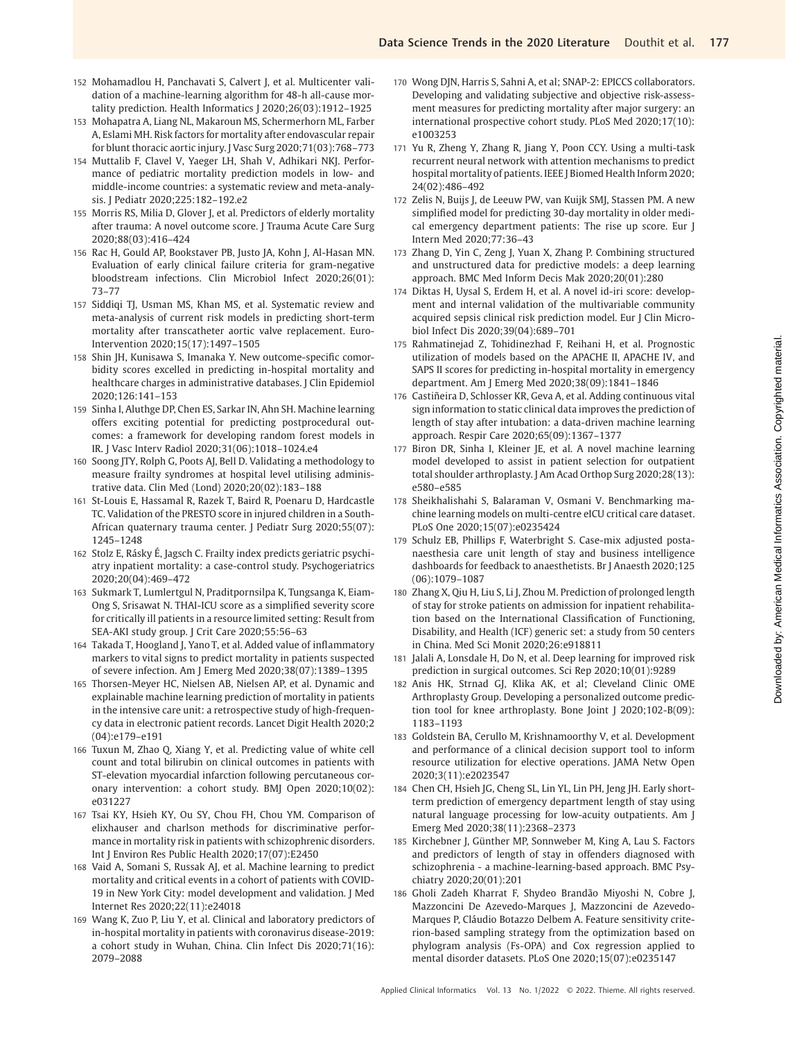152 Mohamadlou H, Panchavati S, Calvert J, et al. Multicenter validation of a machine-learning algorithm for 48-h all-cause mortality prediction. Health Informatics J 2020;26(03):1912–1925

153 Mohapatra A, Liang NL, Makaroun MS, Schermerhorn ML, Farber A, Eslami MH. Risk factors for mortality after endovascular repair for blunt thoracic aortic injury. J Vasc Surg 2020;71(03):768–773

154 Muttalib F, Clavel V, Yaeger LH, Shah V, Adhikari NKJ. Performance of pediatric mortality prediction models in low- and middle-income countries: a systematic review and meta-analysis. J Pediatr 2020;225:182–192.e2

155 Morris RS, Milia D, Glover J, et al. Predictors of elderly mortality after trauma: A novel outcome score. J Trauma Acute Care Surg 2020;88(03):416–424

156 Rac H, Gould AP, Bookstaver PB, Justo JA, Kohn J, Al-Hasan MN. Evaluation of early clinical failure criteria for gram-negative bloodstream infections. Clin Microbiol Infect 2020;26(01):73–77

157 Siddiqi TJ, Usman MS, Khan MS, et al. Systematic review and meta-analysis of current risk models in predicting short-term mortality after transcatheter aortic valve replacement. EuroIntervention 2020;15(17):1497–1505

158 Shin JH, Kunisawa S, Imanaka Y. New outcome-specific comorbidity scores excelled in predicting in-hospital mortality and healthcare charges in administrative databases. J Clin Epidemiol 2020;126:141–153

159 Sinha I, Aluthge DP, Chen ES, Sarkar IN, Ahn SH. Machine learning offers exciting potential for predicting postprocedural outcomes: a framework for developing random forest models in IR. J Vasc Interv Radiol 2020;31(06):1018–1024.e4

160 Soong JTY, Rolph G, Poots AJ, Bell D. Validating a methodology to measure frailty syndromes at hospital level utilising administrative data. Clin Med (Lond) 2020;20(02):183–188

161 St-Louis E, Hassamal R, Razek T, Baird R, Poenaru D, Hardcastle TC. Validation of the PRESTO score in injured children in a South-African quaternary trauma center. J Pediatr Surg 2020;55(07):1245–1248

162 Stolz E, Rásky É, Jagsch C. Frailty index predicts geriatric psychiatry inpatient mortality: a case-control study. Psychogeriatrics 2020;20(04):469–472

163 Sukmark T, Lumlertgul N, Praditpornsilpa K, Tungsanga K, Eiam-Ong S, Srisawat N. THAI-ICU score as a simplified severity score for critically ill patients in a resource limited setting: Result from SEA-AKI study group. J Crit Care 2020;55:56–63

164 Takada T, Hoogland J, Yano T, et al. Added value of inflammatory markers to vital signs to predict mortality in patients suspected of severe infection. Am J Emerg Med 2020;38(07):1389–1395

165 Thorsen-Meyer HC, Nielsen AB, Nielsen AP, et al. Dynamic and explainable machine learning prediction of mortality in patients in the intensive care unit: a retrospective study of high-frequency data in electronic patient records. Lancet Digit Health 2020;2(04):e179–e191

166 Tuxun M, Zhao Q, Xiang Y, et al. Predicting value of white cell count and total bilirubin on clinical outcomes in patients with ST-elevation myocardial infarction following percutaneous coronary intervention: a cohort study. BMJ Open 2020;10(02):e031227

167 Tsai KY, Hsieh KY, Ou SY, Chou FH, Chou YM. Comparison of elixhauser and charlson methods for discriminative performance in mortality risk in patients with schizophrenic disorders. Int J Environ Res Public Health 2020;17(07):E2450

168 Vaid A, Somani S, Russak AJ, et al. Machine learning to predict mortality and critical events in a cohort of patients with COVID-19 in New York City: model development and validation. J Med Internet Res 2020;22(11):e24018

169 Wang K, Zuo P, Liu Y, et al. Clinical and laboratory predictors of in-hospital mortality in patients with coronavirus disease-2019: a cohort study in Wuhan, China. Clin Infect Dis 2020;71(16):2079–2088

170 Wong DJN, Harris S, Sahni A, et al; SNAP-2: EPICCS collaborators. Developing and validating subjective and objective risk-assessment measures for predicting mortality after major surgery: an international prospective cohort study. PLoS Med 2020;17(10):e1003253

171 Yu R, Zheng Y, Zhang R, Jiang Y, Poon CCY. Using a multi-task recurrent neural network with attention mechanisms to predict hospital mortality of patients. IEEE J Biomed Health Inform 2020;24(02):486–492

172 Zelis N, Buijs J, de Leeuw PW, van Kuijk SMJ, Stassen PM. A new simplified model for predicting 30-day mortality in older medical emergency department patients: The rise up score. Eur J Intern Med 2020;77:36–43

173 Zhang D, Yin C, Zeng J, Yuan X, Zhang P. Combining structured and unstructured data for predictive models: a deep learning approach. BMC Med Inform Decis Mak 2020;20(01):280

174 Diktas H, Uysal S, Erdem H, et al. A novel id-iri score: development and internal validation of the multivariable community acquired sepsis clinical risk prediction model. Eur J Clin Microbiol Infect Dis 2020;39(04):689–701

175 Rahmatinejad Z, Tohidinezhad F, Reihani H, et al. Prognostic utilization of models based on the APACHE II, APACHE IV, and SAPS II scores for predicting in-hospital mortality in emergency department. Am J Emerg Med 2020;38(09):1841–1846

176 Castiñeira D, Schlosser KR, Geva A, et al. Adding continuous vital sign information to static clinical data improves the prediction of length of stay after intubation: a data-driven machine learning approach. Respir Care 2020;65(09):1367–1377

177 Biron DR, Sinha I, Kleiner JE, et al. A novel machine learning model developed to assist in patient selection for outpatient total shoulder arthroplasty. J Am Acad Orthop Surg 2020;28(13):e580–e585

178 Sheikhalishahi S, Balaraman V, Osmani V. Benchmarking machine learning models on multi-centre eICU critical care dataset. PLoS One 2020;15(07):e0235424

179 Schulz EB, Phillips F, Waterbright S. Case-mix adjusted postanaesthesia care unit length of stay and business intelligence dashboards for feedback to anaesthetists. Br J Anaesth 2020;125(06):1079–1087

180 Zhang X, Qiu H, Liu S, Li J, Zhou M. Prediction of prolonged length of stay for stroke patients on admission for inpatient rehabilitation based on the International Classification of Functioning, Disability, and Health (ICF) generic set: a study from 50 centers in China. Med Sci Monit 2020;26:e918811

181 Jalali A, Lonsdale H, Do N, et al. Deep learning for improved risk prediction in surgical outcomes. Sci Rep 2020;10(01):9289

182 Anis HK, Strnad GJ, Klika AK, et al; Cleveland Clinic OME Arthroplasty Group. Developing a personalized outcome prediction tool for knee arthroplasty. Bone Joint J 2020;102-B(09):1183–1193

183 Goldstein BA, Cerullo M, Krishnamoorthy V, et al. Development and performance of a clinical decision support tool to inform resource utilization for elective operations. JAMA Netw Open 2020;3(11):e2023547

184 Chen CH, Hsieh JG, Cheng SL, Lin YL, Lin PH, Jeng JH. Early short-term prediction of emergency department length of stay using natural language processing for low-acuity outpatients. Am J Emerg Med 2020;38(11):2368–2373

185 Kirchebner J, Günther MP, Sonnweber M, King A, Lau S. Factors and predictors of length of stay in offenders diagnosed with schizophrenia - a machine-learning-based approach. BMC Psychiatry 2020;20(01):201

186 Gholi Zadeh Kharrat F, Shydeo Brandão Miyoshi N, Cobre J, Mazzoncini De Azevedo-Marques J, Mazzoncini de Azevedo-Marques P, Cláudio Botazzo Delbem A. Feature sensitivity criterion-based sampling strategy from the optimization based on phylogram analysis (Fs-OPA) and Cox regression applied to mental disorder datasets. PLoS One 2020;15(07):e0235147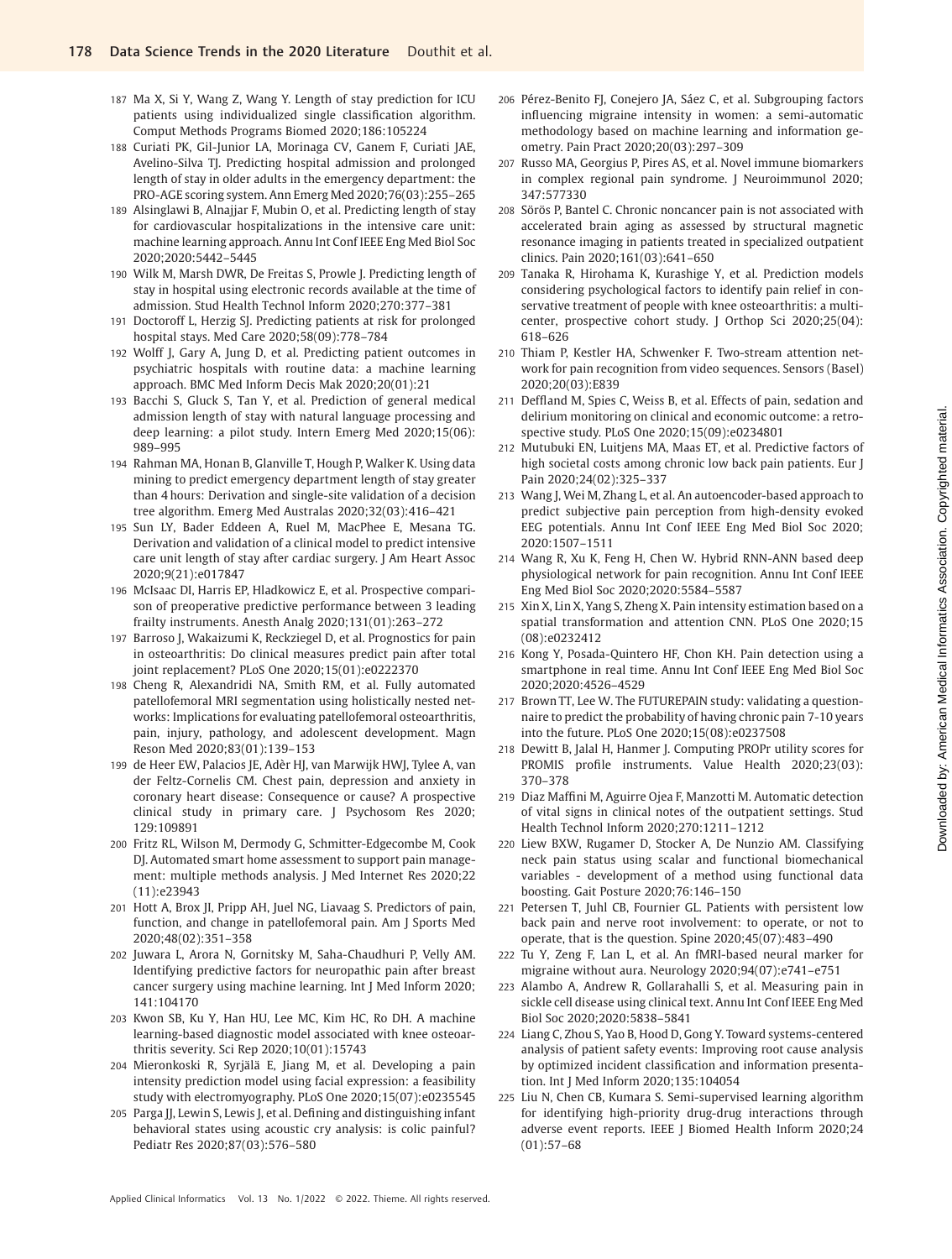187 Ma X, Si Y, Wang Z, Wang Y. Length of stay prediction for ICU patients using individualized single classification algorithm. Comput Methods Programs Biomed 2020;186:105224

188 Curiati PK, Gil-Junior LA, Morinaga CV, Ganem F, Curiati JAE, Avelino-Silva TJ. Predicting hospital admission and prolonged length of stay in older adults in the emergency department: the PRO-AGE scoring system. Ann Emerg Med 2020;76(03):255–265

189 Alsinglawi B, Alnajjar F, Mubin O, et al. Predicting length of stay for cardiovascular hospitalizations in the intensive care unit: machine learning approach. Annu Int Conf IEEE Eng Med Biol Soc 2020;2020:5442–5445

190 Wilk M, Marsh DWR, De Freitas S, Prowle J. Predicting length of stay in hospital using electronic records available at the time of admission. Stud Health Technol Inform 2020;270:377–381

191 Doctoroff L, Herzig SJ. Predicting patients at risk for prolonged hospital stays. Med Care 2020;58(09):778–784

192 Wolff J, Gary A, Jung D, et al. Predicting patient outcomes in psychiatric hospitals with routine data: a machine learning approach. BMC Med Inform Decis Mak 2020;20(01):21

193 Bacchi S, Gluck S, Tan Y, et al. Prediction of general medical admission length of stay with natural language processing and deep learning: a pilot study. Intern Emerg Med 2020;15(06): 989–995

194 Rahman MA, Honan B, Glanville T, Hough P, Walker K. Using data mining to predict emergency department length of stay greater than 4 hours: Derivation and single-site validation of a decision tree algorithm. Emerg Med Australas 2020;32(03):416–421

195 Sun LY, Bader Eddeen A, Ruel M, MacPhee E, Mesana TG. Derivation and validation of a clinical model to predict intensive care unit length of stay after cardiac surgery. J Am Heart Assoc 2020;9(21):e017847

196 McIsaac DI, Harris EP, Hladkowicz E, et al. Prospective comparison of preoperative predictive performance between 3 leading frailty instruments. Anesth Analg 2020;131(01):263–272

197 Barroso J, Wakaizumi K, Reckziegel D, et al. Prognostics for pain in osteoarthritis: Do clinical measures predict pain after total joint replacement? PLoS One 2020;15(01):e0222370

198 Cheng R, Alexandridi NA, Smith RM, et al. Fully automated patellofemoral MRI segmentation using holistically nested networks: Implications for evaluating patellofemoral osteoarthritis, pain, injury, pathology, and adolescent development. Magn Reson Med 2020;83(01):139–153

199 de Heer EW, Palacios JE, Adèr HJ, van Marwijk HWJ, Tylee A, van der Feltz-Cornelis CM. Chest pain, depression and anxiety in coronary heart disease: Consequence or cause? A prospective clinical study in primary care. J Psychosom Res 2020; 129:109891

200 Fritz RL, Wilson M, Dermody G, Schmitter-Edgecombe M, Cook DJ. Automated smart home assessment to support pain management: multiple methods analysis. J Med Internet Res 2020;22 (11):e23943

201 Hott A, Brox JI, Pripp AH, Juel NG, Liavaag S. Predictors of pain, function, and change in patellofemoral pain. Am J Sports Med 2020;48(02):351–358

202 Juwara L, Arora N, Gornitsky M, Saha-Chaudhuri P, Velly AM. Identifying predictive factors for neuropathic pain after breast cancer surgery using machine learning. Int J Med Inform 2020; 141:104170

203 Kwon SB, Ku Y, Han HU, Lee MC, Kim HC, Ro DH. A machine learning-based diagnostic model associated with knee osteoarthritis severity. Sci Rep 2020;10(01):15743

204 Mieronkoski R, Syrjälä E, Jiang M, et al. Developing a pain intensity prediction model using facial expression: a feasibility study with electromyography. PLoS One 2020;15(07):e0235545

205 Parga JJ, Lewin S, Lewis J, et al. Defining and distinguishing infant behavioral states using acoustic cry analysis: is colic painful? Pediatr Res 2020;87(03):576–580

206 Pérez-Benito FJ, Conejero JA, Sáez C, et al. Subgrouping factors influencing migraine intensity in women: a semi-automatic methodology based on machine learning and information geometry. Pain Pract 2020;20(03):297–309

207 Russo MA, Georgius P, Pires AS, et al. Novel immune biomarkers in complex regional pain syndrome. J Neuroimmunol 2020; 347:577330

208 Sörös P, Bantel C. Chronic noncancer pain is not associated with accelerated brain aging as assessed by structural magnetic resonance imaging in patients treated in specialized outpatient clinics. Pain 2020;161(03):641–650

209 Tanaka R, Hirohama K, Kurashige Y, et al. Prediction models considering psychological factors to identify pain relief in conservative treatment of people with knee osteoarthritis: a multicenter, prospective cohort study. J Orthop Sci 2020;25(04): 618–626

210 Thiam P, Kestler HA, Schwenker F. Two-stream attention network for pain recognition from video sequences. Sensors (Basel) 2020;20(03):E839

211 Deffland M, Spies C, Weiss B, et al. Effects of pain, sedation and delirium monitoring on clinical and economic outcome: a retrospective study. PLoS One 2020;15(09):e0234801

212 Mutubuki EN, Luitjens MA, Maas ET, et al. Predictive factors of high societal costs among chronic low back pain patients. Eur J Pain 2020;24(02):325–337

213 Wang J, Wei M, Zhang L, et al. An autoencoder-based approach to predict subjective pain perception from high-density evoked EEG potentials. Annu Int Conf IEEE Eng Med Biol Soc 2020; 2020:1507–1511

214 Wang R, Xu K, Feng H, Chen W. Hybrid RNN-ANN based deep physiological network for pain recognition. Annu Int Conf IEEE Eng Med Biol Soc 2020;2020:5584–5587

215 Xin X, Lin X, Yang S, Zheng X. Pain intensity estimation based on a spatial transformation and attention CNN. PLoS One 2020;15 (08):e0232412

216 Kong Y, Posada-Quintero HF, Chon KH. Pain detection using a smartphone in real time. Annu Int Conf IEEE Eng Med Biol Soc 2020;2020:4526–4529

217 Brown TT, Lee W. The FUTUREPAIN study: validating a questionnaire to predict the probability of having chronic pain 7-10 years into the future. PLoS One 2020;15(08):e0237508

218 Dewitt B, Jalal H, Hanmer J. Computing PROPr utility scores for PROMIS profile instruments. Value Health 2020;23(03): 370–378

219 Diaz Maffini M, Aguirre Ojea F, Manzotti M. Automatic detection of vital signs in clinical notes of the outpatient settings. Stud Health Technol Inform 2020;270:1211–1212

220 Liew BXW, Rugamer D, Stocker A, De Nunzio AM. Classifying neck pain status using scalar and functional biomechanical variables - development of a method using functional data boosting. Gait Posture 2020;76:146–150

221 Petersen T, Juhl CB, Fournier GL. Patients with persistent low back pain and nerve root involvement: to operate, or not to operate, that is the question. Spine 2020;45(07):483–490

222 Tu Y, Zeng F, Lan L, et al. An fMRI-based neural marker for migraine without aura. Neurology 2020;94(07):e741–e751

223 Alambo A, Andrew R, Gollarahalli S, et al. Measuring pain in sickle cell disease using clinical text. Annu Int Conf IEEE Eng Med Biol Soc 2020;2020:5838–5841

224 Liang C, Zhou S, Yao B, Hood D, Gong Y. Toward systems-centered analysis of patient safety events: Improving root cause analysis by optimized incident classification and information presentation. Int J Med Inform 2020;135:104054

225 Liu N, Chen CB, Kumara S. Semi-supervised learning algorithm for identifying high-priority drug-drug interactions through adverse event reports. IEEE J Biomed Health Inform 2020;24 (01):57–68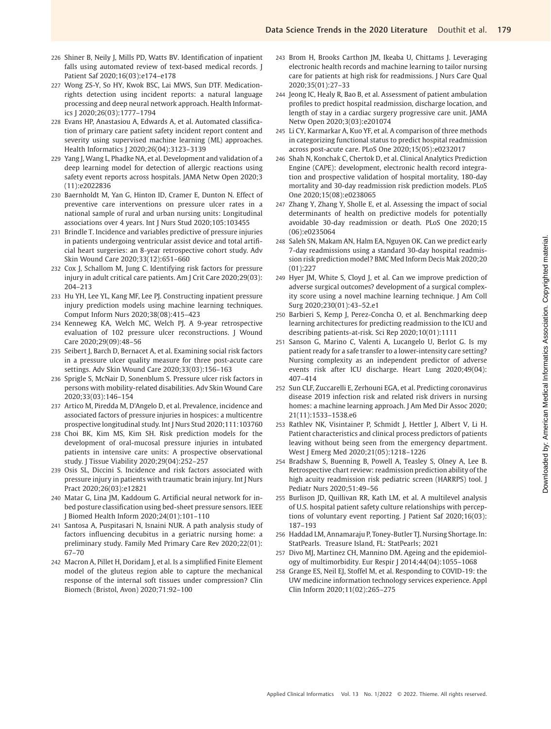226 Shiner B, Neily J, Mills PD, Watts BV. Identification of inpatient falls using automated review of text-based medical records. J Patient Saf 2020;16(03):e174–e178

227 Wong ZS-Y, So HY, Kwok BSC, Lai MWS, Sun DTF. Medication-rights detection using incident reports: a natural language processing and deep neural network approach. Health Informatics J 2020;26(03):1777–1794

228 Evans HP, Anastasiou A, Edwards A, et al. Automated classification of primary care patient safety incident report content and severity using supervised machine learning (ML) approaches. Health Informatics J 2020;26(04):3123–3139

229 Yang J, Wang L, Phadke NA, et al. Development and validation of a deep learning model for detection of allergic reactions using safety event reports across hospitals. JAMA Netw Open 2020;3 (11):e2022836

230 Baernholdt M, Yan G, Hinton ID, Cramer E, Dunton N. Effect of preventive care interventions on pressure ulcer rates in a national sample of rural and urban nursing units: Longitudinal associations over 4 years. Int J Nurs Stud 2020;105:103455

231 Brindle T. Incidence and variables predictive of pressure injuries in patients undergoing ventricular assist device and total artificial heart surgeries: an 8-year retrospective cohort study. Adv Skin Wound Care 2020;33(12):651–660

232 Cox J, Schallom M, Jung C. Identifying risk factors for pressure injury in adult critical care patients. Am J Crit Care 2020;29(03): 204–213

233 Hu YH, Lee YL, Kang MF, Lee PJ. Constructing inpatient pressure injury prediction models using machine learning techniques. Comput Inform Nurs 2020;38(08):415–423

234 Kenneweg KA, Welch MC, Welch PJ. A 9-year retrospective evaluation of 102 pressure ulcer reconstructions. J Wound Care 2020;29(09):48–56

235 Seibert J, Barch D, Bernacet A, et al. Examining social risk factors in a pressure ulcer quality measure for three post-acute care settings. Adv Skin Wound Care 2020;33(03):156–163

236 Sprigle S, McNair D, Sonenblum S. Pressure ulcer risk factors in persons with mobility-related disabilities. Adv Skin Wound Care 2020;33(03):146–154

237 Artico M, Piredda M, D'Angelo D, et al. Prevalence, incidence and associated factors of pressure injuries in hospices: a multicentre prospective longitudinal study. Int J Nurs Stud 2020;111:103760

238 Choi BK, Kim MS, Kim SH. Risk prediction models for the development of oral-mucosal pressure injuries in intubated patients in intensive care units: A prospective observational study. J Tissue Viability 2020;29(04):252–257

239 Osis SL, Diccini S. Incidence and risk factors associated with pressure injury in patients with traumatic brain injury. Int J Nurs Pract 2020;26(03):e12821

240 Matar G, Lina JM, Kaddoum G. Artificial neural network for in-bed posture classification using bed-sheet pressure sensors. IEEE J Biomed Health Inform 2020;24(01):101–110

241 Santosa A, Puspitasari N, Isnaini NUR. A path analysis study of factors influencing decubitus in a geriatric nursing home: a preliminary study. Family Med Primary Care Rev 2020;22(01): 67–70

242 Macron A, Pillet H, Doridam J, et al. Is a simplified Finite Element model of the gluteus region able to capture the mechanical response of the internal soft tissues under compression? Clin Biomech (Bristol, Avon) 2020;71:92–100

243 Brom H, Brooks Carthon JM, Ikeaba U, Chittams J. Leveraging electronic health records and machine learning to tailor nursing care for patients at high risk for readmissions. J Nurs Care Qual 2020;35(01):27–33

244 Jeong IC, Healy R, Bao B, et al. Assessment of patient ambulation profiles to predict hospital readmission, discharge location, and length of stay in a cardiac surgery progressive care unit. JAMA Netw Open 2020;3(03):e201074

245 Li CY, Karmarkar A, Kuo YF, et al. A comparison of three methods in categorizing functional status to predict hospital readmission across post-acute care. PLoS One 2020;15(05):e0232017

246 Shah N, Konchak C, Chertok D, et al. Clinical Analytics Prediction Engine (CAPE): development, electronic health record integration and prospective validation of hospital mortality, 180-day mortality and 30-day readmission risk prediction models. PLoS One 2020;15(08):e0238065

247 Zhang Y, Zhang Y, Sholle E, et al. Assessing the impact of social determinants of health on predictive models for potentially avoidable 30-day readmission or death. PLoS One 2020;15 (06):e0235064

248 Saleh SN, Makam AN, Halm EA, Nguyen OK. Can we predict early 7-day readmissions using a standard 30-day hospital readmission risk prediction model? BMC Med Inform Decis Mak 2020;20 (01):227

249 Hyer JM, White S, Cloyd J, et al. Can we improve prediction of adverse surgical outcomes? development of a surgical complexity score using a novel machine learning technique. J Am Coll Surg 2020;230(01):43–52.e1

250 Barbieri S, Kemp J, Perez-Concha O, et al. Benchmarking deep learning architectures for predicting readmission to the ICU and describing patients-at-risk. Sci Rep 2020;10(01):1111

251 Sanson G, Marino C, Valenti A, Lucangelo U, Berlot G. Is my patient ready for a safe transfer to a lower-intensity care setting? Nursing complexity as an independent predictor of adverse events risk after ICU discharge. Heart Lung 2020;49(04): 407–414

252 Sun CLF, Zuccarelli E, Zerhouni EGA, et al. Predicting coronavirus disease 2019 infection risk and related risk drivers in nursing homes: a machine learning approach. J Am Med Dir Assoc 2020; 21(11):1533–1538.e6

253 Rathlev NK, Visintainer P, Schmidt J, Hettler J, Albert V, Li H. Patient characteristics and clinical process predictors of patients leaving without being seen from the emergency department. West J Emerg Med 2020;21(05):1218–1226

254 Bradshaw S, Buenning B, Powell A, Teasley S, Olney A, Lee B. Retrospective chart review: readmission prediction ability of the high acuity readmission risk pediatric screen (HARRPS) tool. J Pediatr Nurs 2020;51:49–56

255 Burlison JD, Quillivan RR, Kath LM, et al. A multilevel analysis of U.S. hospital patient safety culture relationships with perceptions of voluntary event reporting. J Patient Saf 2020;16(03): 187–193

256 Haddad LM, Annamaraju P, Toney-Butler TJ. Nursing Shortage. In: StatPearls. Treasure Island, FL: StatPearls; 2021

257 Divo MJ, Martinez CH, Mannino DM. Ageing and the epidemiology of multimorbidity. Eur Respir J 2014;44(04):1055–1068

258 Grange ES, Neil EJ, Stoffel M, et al. Responding to COVID-19: the UW medicine information technology services experience. Appl Clin Inform 2020;11(02):265–275